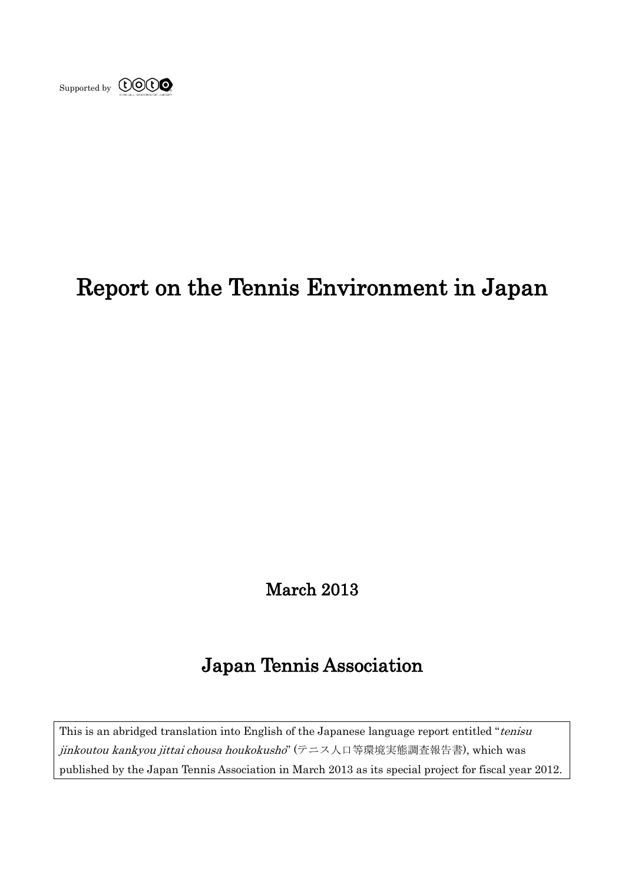Supported by toto

# Report on the Tennis Environment in Japan

March 2013

## Japan Tennis Association

This is an abridged translation into English of the Japanese language report entitled "*tenisu jinkoutou kankyou jittai chousa houkokusho*" (テニス人口等環境実態調査報告書), which was published by the Japan Tennis Association in March 2013 as its special project for fiscal year 2012.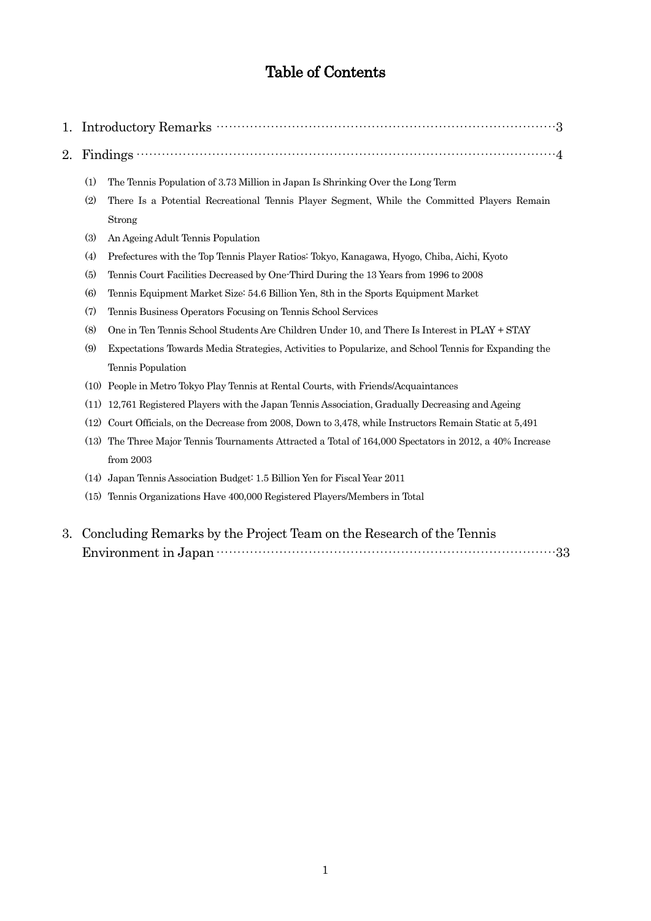# Table of Contents

1. Introductory Remarks ··········································································3

2. Findings ·····························································································4

   (1) The Tennis Population of 3.73 Million in Japan Is Shrinking Over the Long Term

   (2) There Is a Potential Recreational Tennis Player Segment, While the Committed Players Remain Strong

   (3) An Ageing Adult Tennis Population

   (4) Prefectures with the Top Tennis Player Ratios: Tokyo, Kanagawa, Hyogo, Chiba, Aichi, Kyoto

   (5) Tennis Court Facilities Decreased by One-Third During the 13 Years from 1996 to 2008

   (6) Tennis Equipment Market Size: 54.6 Billion Yen, 8th in the Sports Equipment Market

   (7) Tennis Business Operators Focusing on Tennis School Services

   (8) One in Ten Tennis School Students Are Children Under 10, and There Is Interest in PLAY + STAY

   (9) Expectations Towards Media Strategies, Activities to Popularize, and School Tennis for Expanding the Tennis Population

   (10) People in Metro Tokyo Play Tennis at Rental Courts, with Friends/Acquaintances

   (11) 12,761 Registered Players with the Japan Tennis Association, Gradually Decreasing and Ageing

   (12) Court Officials, on the Decrease from 2008, Down to 3,478, while Instructors Remain Static at 5,491

   (13) The Three Major Tennis Tournaments Attracted a Total of 164,000 Spectators in 2012, a 40% Increase from 2003

   (14) Japan Tennis Association Budget: 1.5 Billion Yen for Fiscal Year 2011

   (15) Tennis Organizations Have 400,000 Registered Players/Members in Total

3. Concluding Remarks by the Project Team on the Research of the Tennis Environment in Japan ·············································································33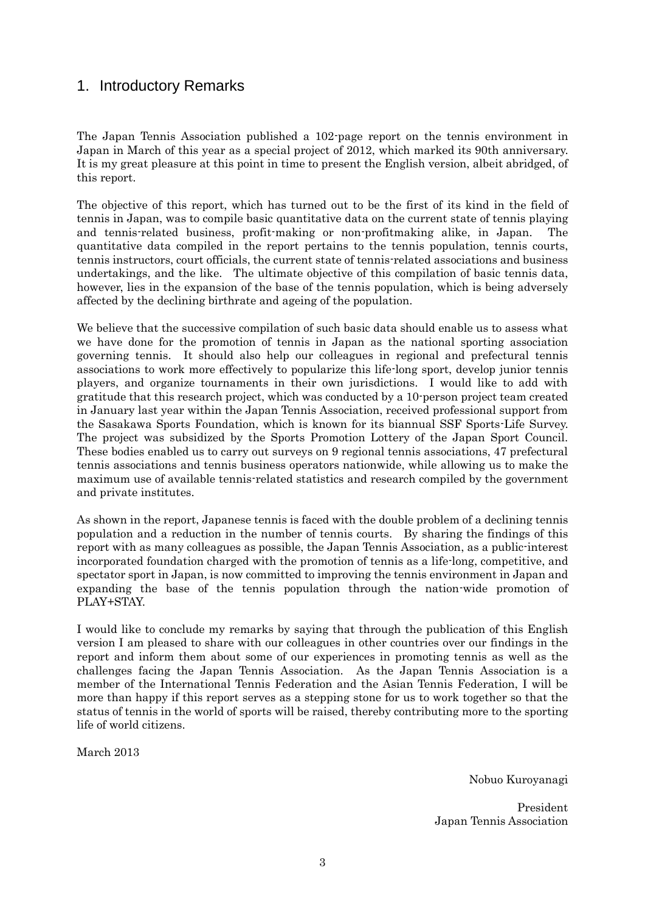# 1. Introductory Remarks

The Japan Tennis Association published a 102-page report on the tennis environment in Japan in March of this year as a special project of 2012, which marked its 90th anniversary. It is my great pleasure at this point in time to present the English version, albeit abridged, of this report.

The objective of this report, which has turned out to be the first of its kind in the field of tennis in Japan, was to compile basic quantitative data on the current state of tennis playing and tennis-related business, profit-making or non-profitmaking alike, in Japan. The quantitative data compiled in the report pertains to the tennis population, tennis courts, tennis instructors, court officials, the current state of tennis-related associations and business undertakings, and the like. The ultimate objective of this compilation of basic tennis data, however, lies in the expansion of the base of the tennis population, which is being adversely affected by the declining birthrate and ageing of the population.

We believe that the successive compilation of such basic data should enable us to assess what we have done for the promotion of tennis in Japan as the national sporting association governing tennis. It should also help our colleagues in regional and prefectural tennis associations to work more effectively to popularize this life-long sport, develop junior tennis players, and organize tournaments in their own jurisdictions. I would like to add with gratitude that this research project, which was conducted by a 10-person project team created in January last year within the Japan Tennis Association, received professional support from the Sasakawa Sports Foundation, which is known for its biannual SSF Sports-Life Survey. The project was subsidized by the Sports Promotion Lottery of the Japan Sport Council. These bodies enabled us to carry out surveys on 9 regional tennis associations, 47 prefectural tennis associations and tennis business operators nationwide, while allowing us to make the maximum use of available tennis-related statistics and research compiled by the government and private institutes.

As shown in the report, Japanese tennis is faced with the double problem of a declining tennis population and a reduction in the number of tennis courts. By sharing the findings of this report with as many colleagues as possible, the Japan Tennis Association, as a public-interest incorporated foundation charged with the promotion of tennis as a life-long, competitive, and spectator sport in Japan, is now committed to improving the tennis environment in Japan and expanding the base of the tennis population through the nation-wide promotion of PLAY+STAY.

I would like to conclude my remarks by saying that through the publication of this English version I am pleased to share with our colleagues in other countries over our findings in the report and inform them about some of our experiences in promoting tennis as well as the challenges facing the Japan Tennis Association. As the Japan Tennis Association is a member of the International Tennis Federation and the Asian Tennis Federation, I will be more than happy if this report serves as a stepping stone for us to work together so that the status of tennis in the world of sports will be raised, thereby contributing more to the sporting life of world citizens.

March 2013

Nobuo Kuroyanagi

President
Japan Tennis Association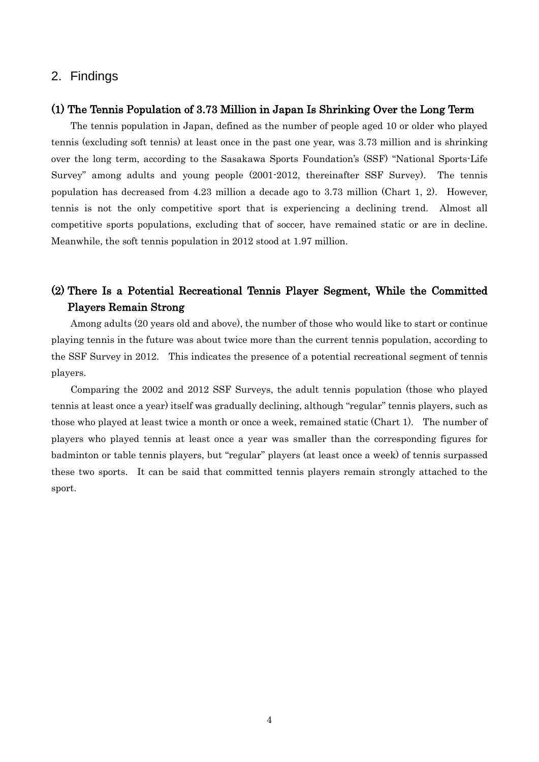## 2. Findings

### (1) The Tennis Population of 3.73 Million in Japan Is Shrinking Over the Long Term

The tennis population in Japan, defined as the number of people aged 10 or older who played tennis (excluding soft tennis) at least once in the past one year, was 3.73 million and is shrinking over the long term, according to the Sasakawa Sports Foundation's (SSF) "National Sports-Life Survey" among adults and young people (2001-2012, thereinafter SSF Survey). The tennis population has decreased from 4.23 million a decade ago to 3.73 million (Chart 1, 2). However, tennis is not the only competitive sport that is experiencing a declining trend. Almost all competitive sports populations, excluding that of soccer, have remained static or are in decline. Meanwhile, the soft tennis population in 2012 stood at 1.97 million.

### (2) There Is a Potential Recreational Tennis Player Segment, While the Committed Players Remain Strong

Among adults (20 years old and above), the number of those who would like to start or continue playing tennis in the future was about twice more than the current tennis population, according to the SSF Survey in 2012. This indicates the presence of a potential recreational segment of tennis players.

Comparing the 2002 and 2012 SSF Surveys, the adult tennis population (those who played tennis at least once a year) itself was gradually declining, although "regular" tennis players, such as those who played at least twice a month or once a week, remained static (Chart 1). The number of players who played tennis at least once a year was smaller than the corresponding figures for badminton or table tennis players, but "regular" players (at least once a week) of tennis surpassed these two sports. It can be said that committed tennis players remain strongly attached to the sport.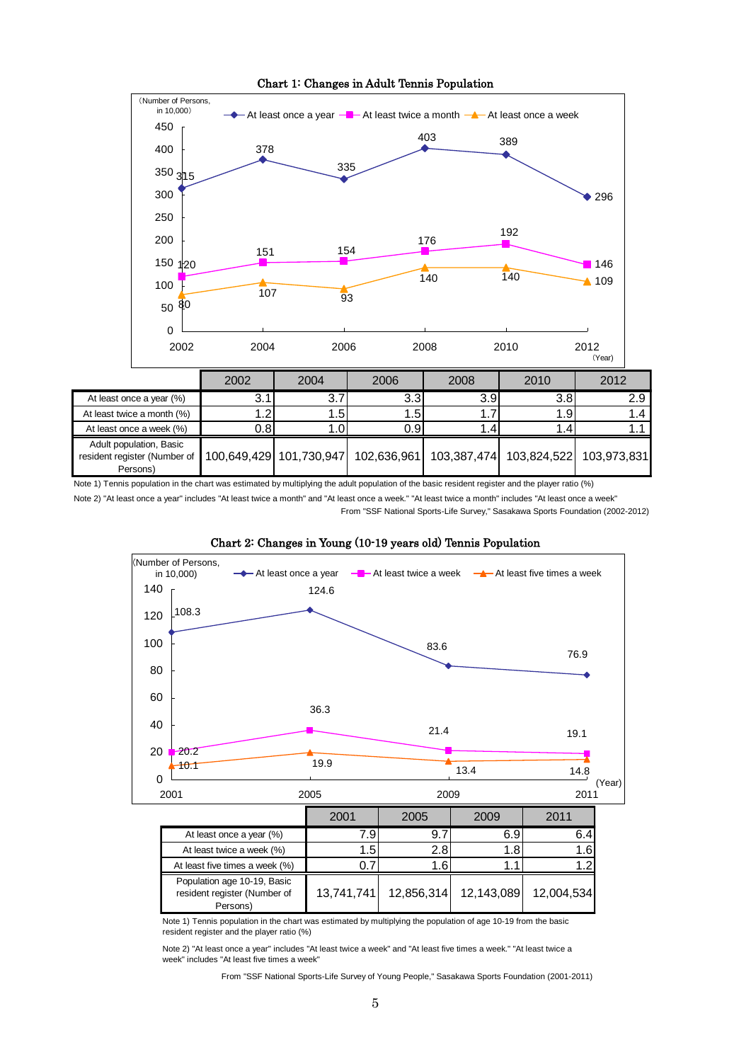## Chart 1: Changes in Adult Tennis Population

(Number of Persons, in 10,000)

| | 2002 | 2004 | 2006 | 2008 | 2010 | 2012 |
|---|---|---|---|---|---|---|
| At least once a year | 315 | 378 | 335 | 403 | 389 | 296 |
| At least twice a month | 120 | 151 | 154 | 176 | 192 | 146 |
| At least once a week | 80 | 107 | 93 | 140 | 140 | 109 |

| | 2002 | 2004 | 2006 | 2008 | 2010 | 2012 |
|---|---|---|---|---|---|---|
| At least once a year (%) | 3.1 | 3.7 | 3.3 | 3.9 | 3.8 | 2.9 |
| At least twice a month (%) | 1.2 | 1.5 | 1.5 | 1.7 | 1.9 | 1.4 |
| At least once a week (%) | 0.8 | 1.0 | 0.9 | 1.4 | 1.4 | 1.1 |
| Adult population, Basic resident register (Number of Persons) | 100,649,429 | 101,730,947 | 102,636,961 | 103,387,474 | 103,824,522 | 103,973,831 |

Note 1) Tennis population in the chart was estimated by multiplying the adult population of the basic resident register and the player ratio (%)

Note 2) "At least once a year" includes "At least twice a month" and "At least once a week." "At least twice a month" includes "At least once a week"

From "SSF National Sports-Life Survey," Sasakawa Sports Foundation (2002-2012)

## Chart 2: Changes in Young (10-19 years old) Tennis Population

(Number of Persons, in 10,000)

| | 2001 | 2005 | 2009 | 2011 |
|---|---|---|---|---|
| At least once a year | 108.3 | 124.6 | 83.6 | 76.9 |
| At least twice a week | 20.2 | 36.3 | 21.4 | 19.1 |
| At least five times a week | 10.1 | 19.9 | 13.4 | 14.8 |

| | 2001 | 2005 | 2009 | 2011 |
|---|---|---|---|---|
| At least once a year (%) | 7.9 | 9.7 | 6.9 | 6.4 |
| At least twice a week (%) | 1.5 | 2.8 | 1.8 | 1.6 |
| At least five times a week (%) | 0.7 | 1.6 | 1.1 | 1.2 |
| Population age 10-19, Basic resident register (Number of Persons) | 13,741,741 | 12,856,314 | 12,143,089 | 12,004,534 |

Note 1) Tennis population in the chart was estimated by multiplying the population of age 10-19 from the basic resident register and the player ratio (%)

Note 2) "At least once a year" includes "At least twice a week" and "At least five times a week." "At least twice a week" includes "At least five times a week"

From "SSF National Sports-Life Survey of Young People," Sasakawa Sports Foundation (2001-2011)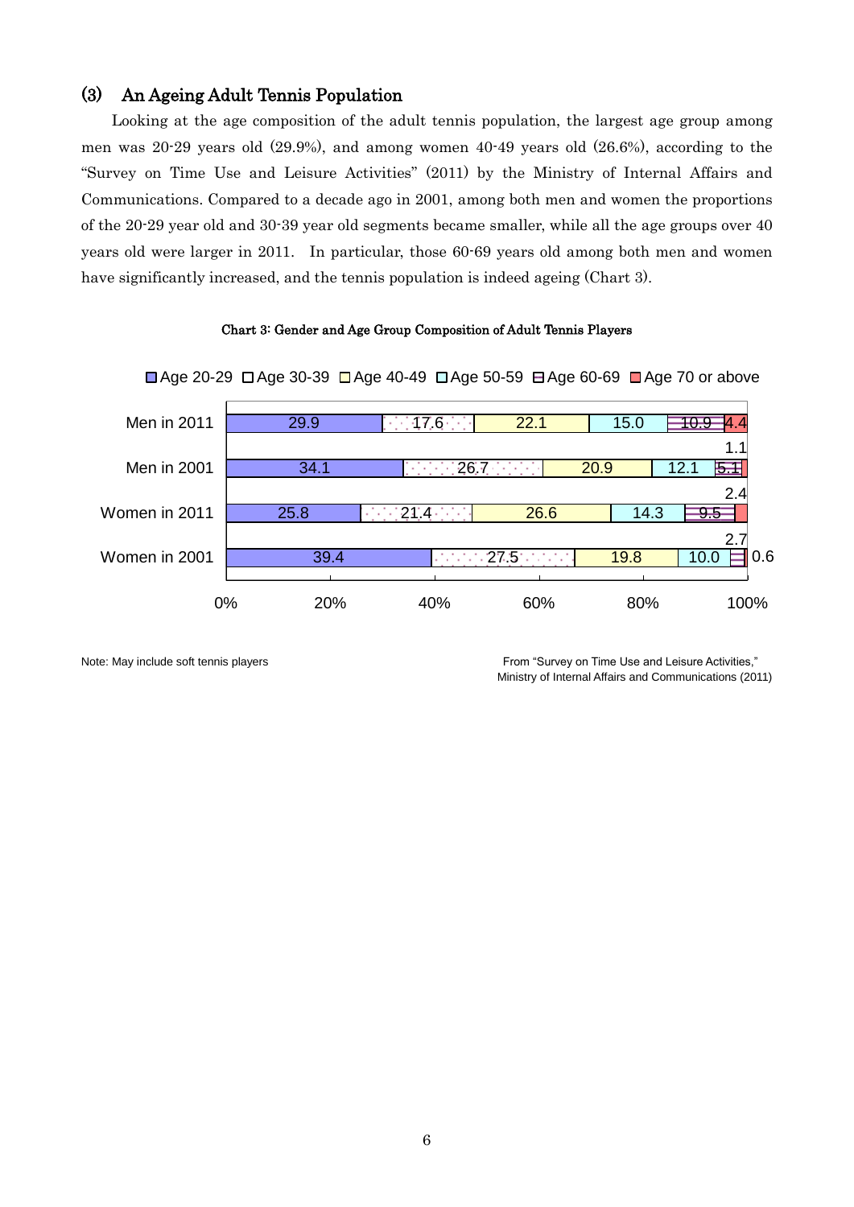### (3) An Ageing Adult Tennis Population

Looking at the age composition of the adult tennis population, the largest age group among men was 20-29 years old (29.9%), and among women 40-49 years old (26.6%), according to the "Survey on Time Use and Leisure Activities" (2011) by the Ministry of Internal Affairs and Communications. Compared to a decade ago in 2001, among both men and women the proportions of the 20-29 year old and 30-39 year old segments became smaller, while all the age groups over 40 years old were larger in 2011. In particular, those 60-69 years old among both men and women have significantly increased, and the tennis population is indeed ageing (Chart 3).

**Chart 3: Gender and Age Group Composition of Adult Tennis Players**

| | Age 20-29 | Age 30-39 | Age 40-49 | Age 50-59 | Age 60-69 | Age 70 or above |
|---|---|---|---|---|---|---|
| Men in 2011 | 29.9 | 17.6 | 22.1 | 15.0 | 10.9 | 4.4 |
| Men in 2001 | 34.1 | 26.7 | 20.9 | 12.1 | 5.1 | 1.1 |
| Women in 2011 | 25.8 | 21.4 | 26.6 | 14.3 | 9.5 | 2.4 |
| Women in 2001 | 39.4 | 27.5 | 19.8 | 10.0 | 2.7 | 0.6 |

Note: May include soft tennis players

From "Survey on Time Use and Leisure Activities," Ministry of Internal Affairs and Communications (2011)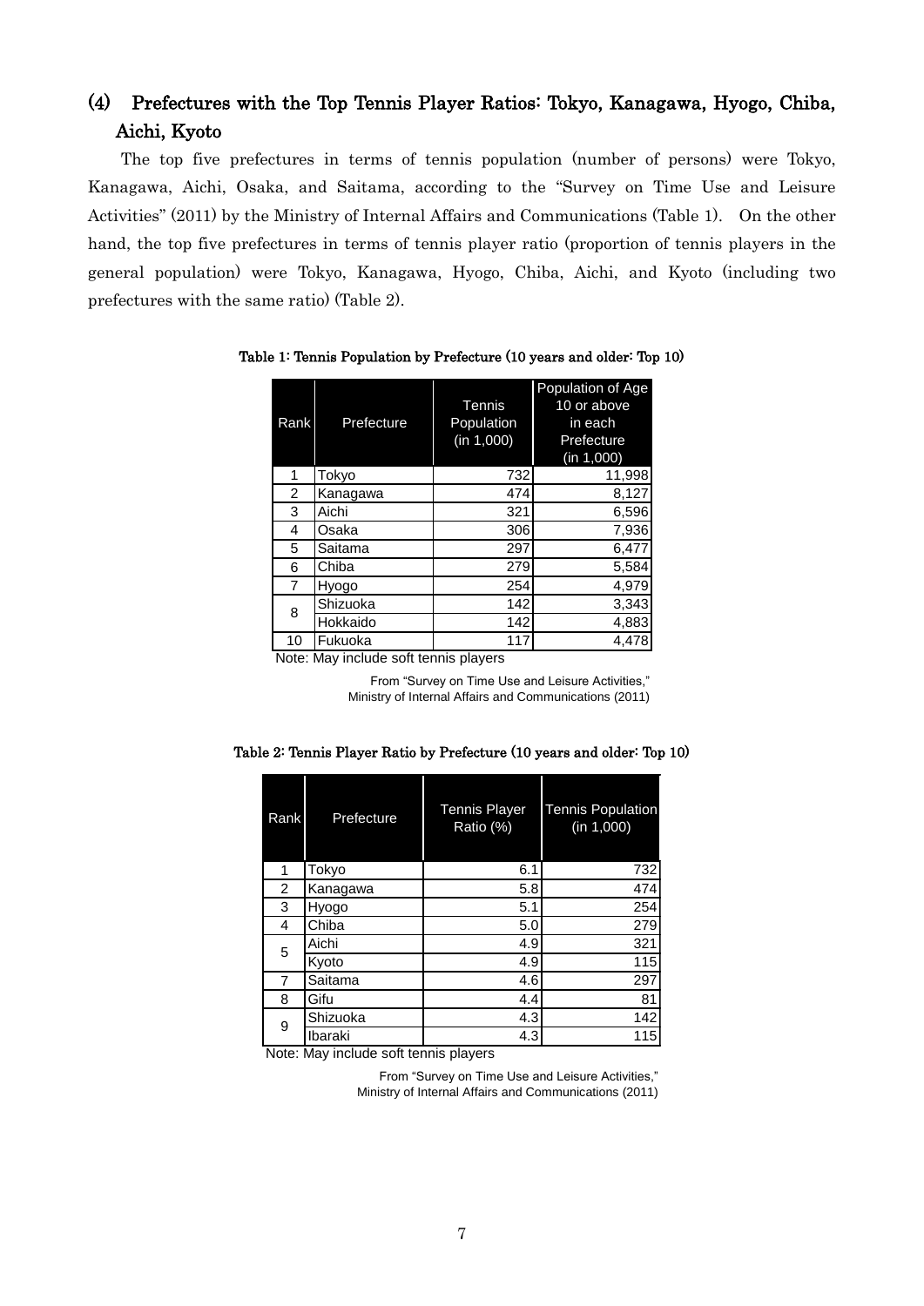## (4) Prefectures with the Top Tennis Player Ratios: Tokyo, Kanagawa, Hyogo, Chiba, Aichi, Kyoto

The top five prefectures in terms of tennis population (number of persons) were Tokyo, Kanagawa, Aichi, Osaka, and Saitama, according to the "Survey on Time Use and Leisure Activities" (2011) by the Ministry of Internal Affairs and Communications (Table 1). On the other hand, the top five prefectures in terms of tennis player ratio (proportion of tennis players in the general population) were Tokyo, Kanagawa, Hyogo, Chiba, Aichi, and Kyoto (including two prefectures with the same ratio) (Table 2).

**Table 1: Tennis Population by Prefecture (10 years and older: Top 10)**

| Rank | Prefecture | Tennis Population (in 1,000) | Population of Age 10 or above in each Prefecture (in 1,000) |
|---|---|---|---|
| 1 | Tokyo | 732 | 11,998 |
| 2 | Kanagawa | 474 | 8,127 |
| 3 | Aichi | 321 | 6,596 |
| 4 | Osaka | 306 | 7,936 |
| 5 | Saitama | 297 | 6,477 |
| 6 | Chiba | 279 | 5,584 |
| 7 | Hyogo | 254 | 4,979 |
| 8 | Shizuoka | 142 | 3,343 |
| | Hokkaido | 142 | 4,883 |
| 10 | Fukuoka | 117 | 4,478 |

Note: May include soft tennis players

From "Survey on Time Use and Leisure Activities," Ministry of Internal Affairs and Communications (2011)

**Table 2: Tennis Player Ratio by Prefecture (10 years and older: Top 10)**

| Rank | Prefecture | Tennis Player Ratio (%) | Tennis Population (in 1,000) |
|---|---|---|---|
| 1 | Tokyo | 6.1 | 732 |
| 2 | Kanagawa | 5.8 | 474 |
| 3 | Hyogo | 5.1 | 254 |
| 4 | Chiba | 5.0 | 279 |
| 5 | Aichi | 4.9 | 321 |
| | Kyoto | 4.9 | 115 |
| 7 | Saitama | 4.6 | 297 |
| 8 | Gifu | 4.4 | 81 |
| 9 | Shizuoka | 4.3 | 142 |
| | Ibaraki | 4.3 | 115 |

Note: May include soft tennis players

From "Survey on Time Use and Leisure Activities," Ministry of Internal Affairs and Communications (2011)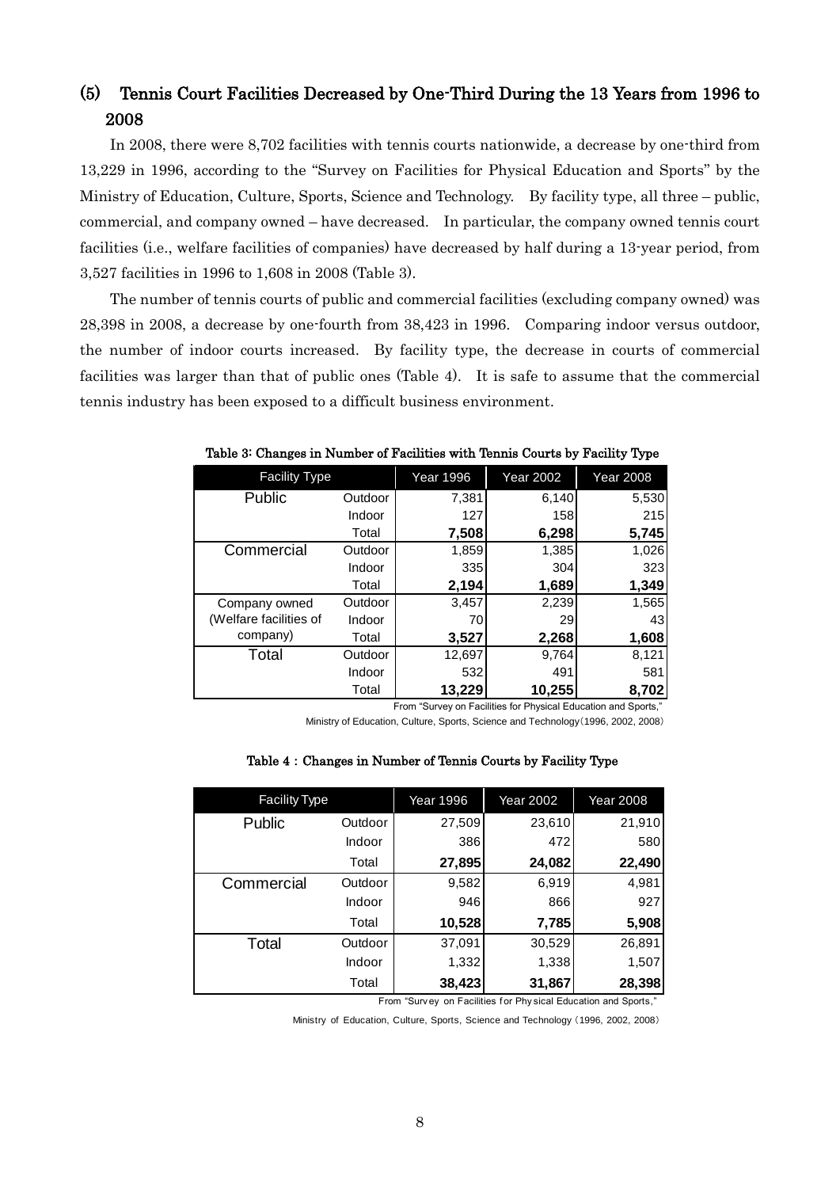## (5) Tennis Court Facilities Decreased by One-Third During the 13 Years from 1996 to 2008

In 2008, there were 8,702 facilities with tennis courts nationwide, a decrease by one-third from 13,229 in 1996, according to the "Survey on Facilities for Physical Education and Sports" by the Ministry of Education, Culture, Sports, Science and Technology. By facility type, all three – public, commercial, and company owned – have decreased. In particular, the company owned tennis court facilities (i.e., welfare facilities of companies) have decreased by half during a 13-year period, from 3,527 facilities in 1996 to 1,608 in 2008 (Table 3).

The number of tennis courts of public and commercial facilities (excluding company owned) was 28,398 in 2008, a decrease by one-fourth from 38,423 in 1996. Comparing indoor versus outdoor, the number of indoor courts increased. By facility type, the decrease in courts of commercial facilities was larger than that of public ones (Table 4). It is safe to assume that the commercial tennis industry has been exposed to a difficult business environment.

**Table 3: Changes in Number of Facilities with Tennis Courts by Facility Type**

| Facility Type | | Year 1996 | Year 2002 | Year 2008 |
|---|---|---|---|---|
| Public | Outdoor | 7,381 | 6,140 | 5,530 |
| | Indoor | 127 | 158 | 215 |
| | Total | **7,508** | **6,298** | **5,745** |
| Commercial | Outdoor | 1,859 | 1,385 | 1,026 |
| | Indoor | 335 | 304 | 323 |
| | Total | **2,194** | **1,689** | **1,349** |
| Company owned (Welfare facilities of company) | Outdoor | 3,457 | 2,239 | 1,565 |
| | Indoor | 70 | 29 | 43 |
| | Total | **3,527** | **2,268** | **1,608** |
| Total | Outdoor | 12,697 | 9,764 | 8,121 |
| | Indoor | 532 | 491 | 581 |
| | Total | **13,229** | **10,255** | **8,702** |

From "Survey on Facilities for Physical Education and Sports," Ministry of Education, Culture, Sports, Science and Technology (1996, 2002, 2008)

**Table 4 : Changes in Number of Tennis Courts by Facility Type**

| Facility Type | | Year 1996 | Year 2002 | Year 2008 |
|---|---|---|---|---|
| Public | Outdoor | 27,509 | 23,610 | 21,910 |
| | Indoor | 386 | 472 | 580 |
| | Total | **27,895** | **24,082** | **22,490** |
| Commercial | Outdoor | 9,582 | 6,919 | 4,981 |
| | Indoor | 946 | 866 | 927 |
| | Total | **10,528** | **7,785** | **5,908** |
| Total | Outdoor | 37,091 | 30,529 | 26,891 |
| | Indoor | 1,332 | 1,338 | 1,507 |
| | Total | **38,423** | **31,867** | **28,398** |

From "Survey on Facilities for Physical Education and Sports," Ministry of Education, Culture, Sports, Science and Technology (1996, 2002, 2008)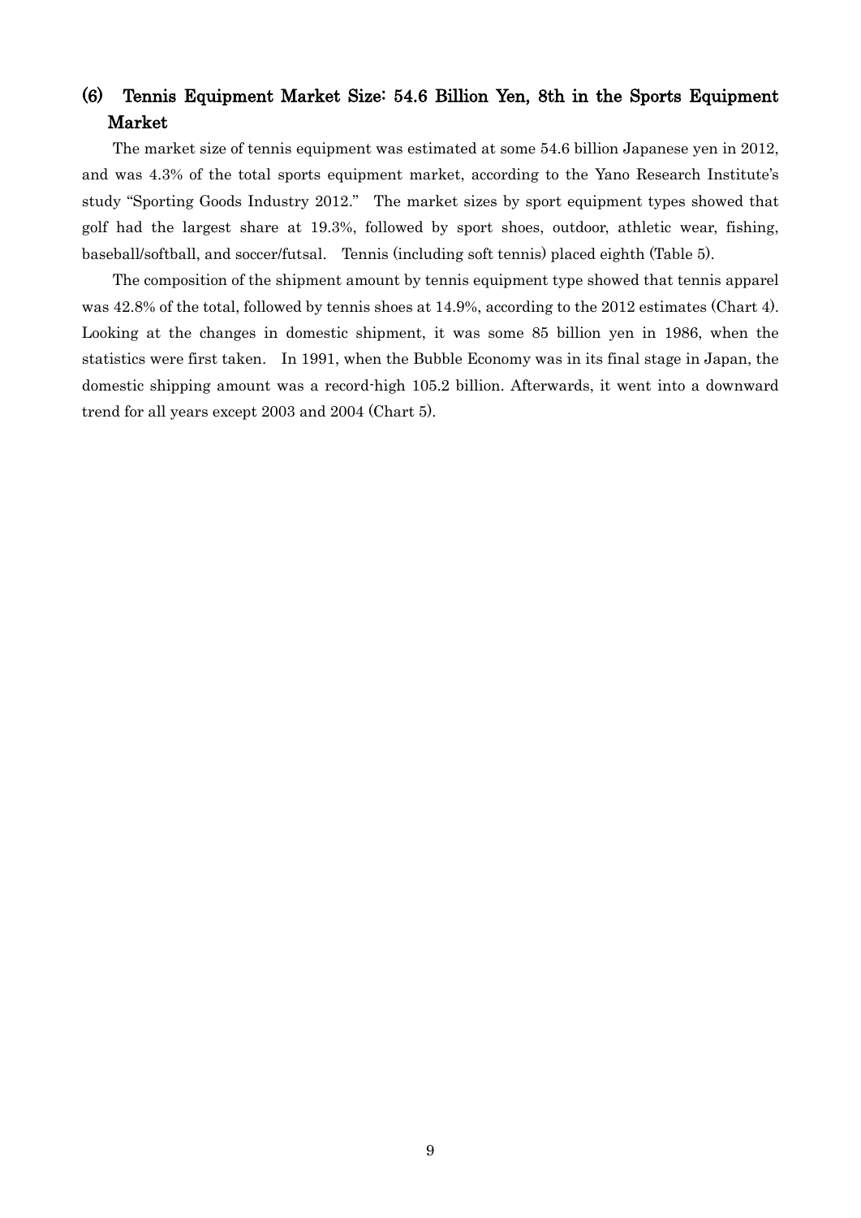## (6) Tennis Equipment Market Size: 54.6 Billion Yen, 8th in the Sports Equipment Market

The market size of tennis equipment was estimated at some 54.6 billion Japanese yen in 2012, and was 4.3% of the total sports equipment market, according to the Yano Research Institute's study "Sporting Goods Industry 2012." The market sizes by sport equipment types showed that golf had the largest share at 19.3%, followed by sport shoes, outdoor, athletic wear, fishing, baseball/softball, and soccer/futsal. Tennis (including soft tennis) placed eighth (Table 5).

The composition of the shipment amount by tennis equipment type showed that tennis apparel was 42.8% of the total, followed by tennis shoes at 14.9%, according to the 2012 estimates (Chart 4). Looking at the changes in domestic shipment, it was some 85 billion yen in 1986, when the statistics were first taken. In 1991, when the Bubble Economy was in its final stage in Japan, the domestic shipping amount was a record-high 105.2 billion. Afterwards, it went into a downward trend for all years except 2003 and 2004 (Chart 5).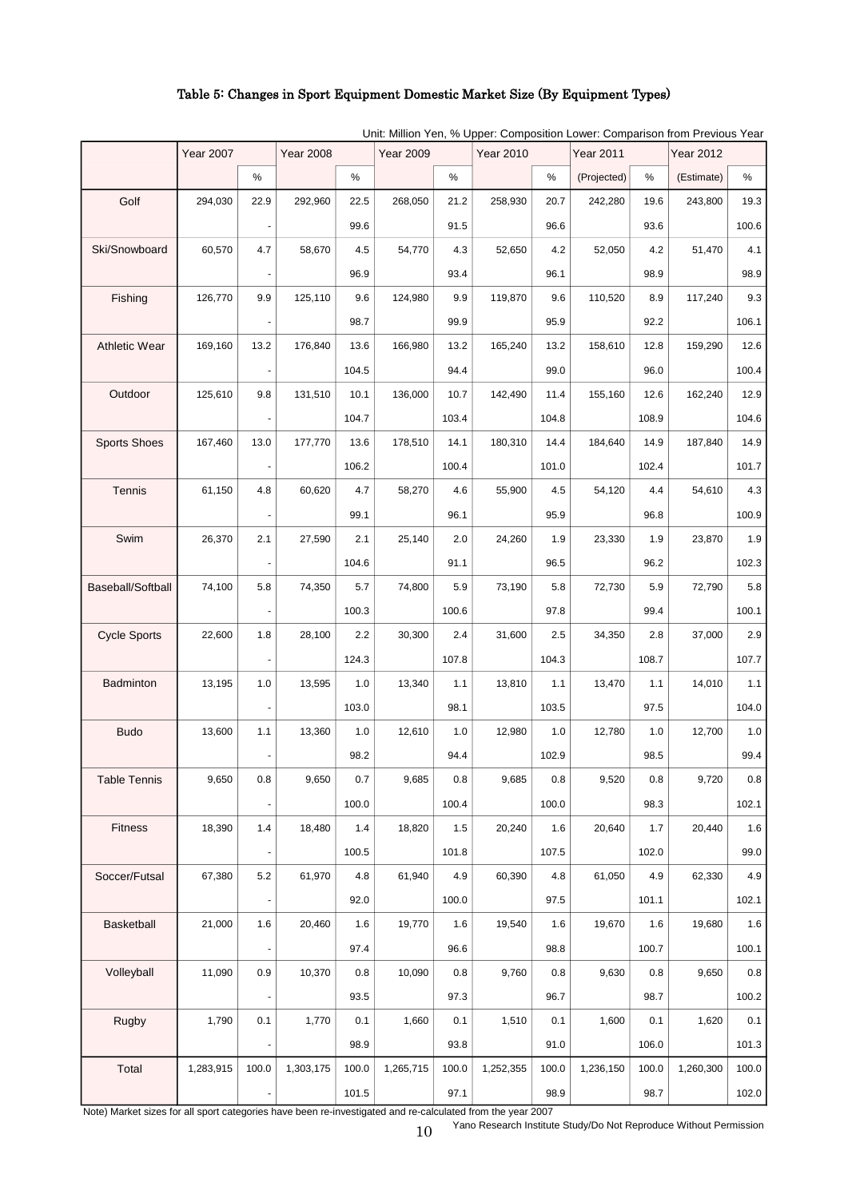# Table 5: Changes in Sport Equipment Domestic Market Size (By Equipment Types)

Unit: Million Yen, % Upper: Composition Lower: Comparison from Previous Year

| | Year 2007 | | Year 2008 | | Year 2009 | | Year 2010 | | Year 2011 | | Year 2012 | |
|---|---|---|---|---|---|---|---|---|---|---|---|---|
| | | % | | % | | % | | % | (Projected) | % | (Estimate) | % |
| Golf | 294,030 | 22.9 | 292,960 | 22.5 | 268,050 | 21.2 | 258,930 | 20.7 | 242,280 | 19.6 | 243,800 | 19.3 |
| | | - | | 99.6 | | 91.5 | | 96.6 | | 93.6 | | 100.6 |
| Ski/Snowboard | 60,570 | 4.7 | 58,670 | 4.5 | 54,770 | 4.3 | 52,650 | 4.2 | 52,050 | 4.2 | 51,470 | 4.1 |
| | | - | | 96.9 | | 93.4 | | 96.1 | | 98.9 | | 98.9 |
| Fishing | 126,770 | 9.9 | 125,110 | 9.6 | 124,980 | 9.9 | 119,870 | 9.6 | 110,520 | 8.9 | 117,240 | 9.3 |
| | | - | | 98.7 | | 99.9 | | 95.9 | | 92.2 | | 106.1 |
| Athletic Wear | 169,160 | 13.2 | 176,840 | 13.6 | 166,980 | 13.2 | 165,240 | 13.2 | 158,610 | 12.8 | 159,290 | 12.6 |
| | | - | | 104.5 | | 94.4 | | 99.0 | | 96.0 | | 100.4 |
| Outdoor | 125,610 | 9.8 | 131,510 | 10.1 | 136,000 | 10.7 | 142,490 | 11.4 | 155,160 | 12.6 | 162,240 | 12.9 |
| | | - | | 104.7 | | 103.4 | | 104.8 | | 108.9 | | 104.6 |
| Sports Shoes | 167,460 | 13.0 | 177,770 | 13.6 | 178,510 | 14.1 | 180,310 | 14.4 | 184,640 | 14.9 | 187,840 | 14.9 |
| | | - | | 106.2 | | 100.4 | | 101.0 | | 102.4 | | 101.7 |
| Tennis | 61,150 | 4.8 | 60,620 | 4.7 | 58,270 | 4.6 | 55,900 | 4.5 | 54,120 | 4.4 | 54,610 | 4.3 |
| | | - | | 99.1 | | 96.1 | | 95.9 | | 96.8 | | 100.9 |
| Swim | 26,370 | 2.1 | 27,590 | 2.1 | 25,140 | 2.0 | 24,260 | 1.9 | 23,330 | 1.9 | 23,870 | 1.9 |
| | | - | | 104.6 | | 91.1 | | 96.5 | | 96.2 | | 102.3 |
| Baseball/Softball | 74,100 | 5.8 | 74,350 | 5.7 | 74,800 | 5.9 | 73,190 | 5.8 | 72,730 | 5.9 | 72,790 | 5.8 |
| | | - | | 100.3 | | 100.6 | | 97.8 | | 99.4 | | 100.1 |
| Cycle Sports | 22,600 | 1.8 | 28,100 | 2.2 | 30,300 | 2.4 | 31,600 | 2.5 | 34,350 | 2.8 | 37,000 | 2.9 |
| | | - | | 124.3 | | 107.8 | | 104.3 | | 108.7 | | 107.7 |
| Badminton | 13,195 | 1.0 | 13,595 | 1.0 | 13,340 | 1.1 | 13,810 | 1.1 | 13,470 | 1.1 | 14,010 | 1.1 |
| | | - | | 103.0 | | 98.1 | | 103.5 | | 97.5 | | 104.0 |
| Budo | 13,600 | 1.1 | 13,360 | 1.0 | 12,610 | 1.0 | 12,980 | 1.0 | 12,780 | 1.0 | 12,700 | 1.0 |
| | | - | | 98.2 | | 94.4 | | 102.9 | | 98.5 | | 99.4 |
| Table Tennis | 9,650 | 0.8 | 9,650 | 0.7 | 9,685 | 0.8 | 9,685 | 0.8 | 9,520 | 0.8 | 9,720 | 0.8 |
| | | - | | 100.0 | | 100.4 | | 100.0 | | 98.3 | | 102.1 |
| Fitness | 18,390 | 1.4 | 18,480 | 1.4 | 18,820 | 1.5 | 20,240 | 1.6 | 20,640 | 1.7 | 20,440 | 1.6 |
| | | - | | 100.5 | | 101.8 | | 107.5 | | 102.0 | | 99.0 |
| Soccer/Futsal | 67,380 | 5.2 | 61,970 | 4.8 | 61,940 | 4.9 | 60,390 | 4.8 | 61,050 | 4.9 | 62,330 | 4.9 |
| | | - | | 92.0 | | 100.0 | | 97.5 | | 101.1 | | 102.1 |
| Basketball | 21,000 | 1.6 | 20,460 | 1.6 | 19,770 | 1.6 | 19,540 | 1.6 | 19,670 | 1.6 | 19,680 | 1.6 |
| | | - | | 97.4 | | 96.6 | | 98.8 | | 100.7 | | 100.1 |
| Volleyball | 11,090 | 0.9 | 10,370 | 0.8 | 10,090 | 0.8 | 9,760 | 0.8 | 9,630 | 0.8 | 9,650 | 0.8 |
| | | - | | 93.5 | | 97.3 | | 96.7 | | 98.7 | | 100.2 |
| Rugby | 1,790 | 0.1 | 1,770 | 0.1 | 1,660 | 0.1 | 1,510 | 0.1 | 1,600 | 0.1 | 1,620 | 0.1 |
| | | - | | 98.9 | | 93.8 | | 91.0 | | 106.0 | | 101.3 |
| Total | 1,283,915 | 100.0 | 1,303,175 | 100.0 | 1,265,715 | 100.0 | 1,252,355 | 100.0 | 1,236,150 | 100.0 | 1,260,300 | 100.0 |
| | | - | | 101.5 | | 97.1 | | 98.9 | | 98.7 | | 102.0 |

Note) Market sizes for all sport categories have been re-investigated and re-calculated from the year 2007

Yano Research Institute Study/Do Not Reproduce Without Permission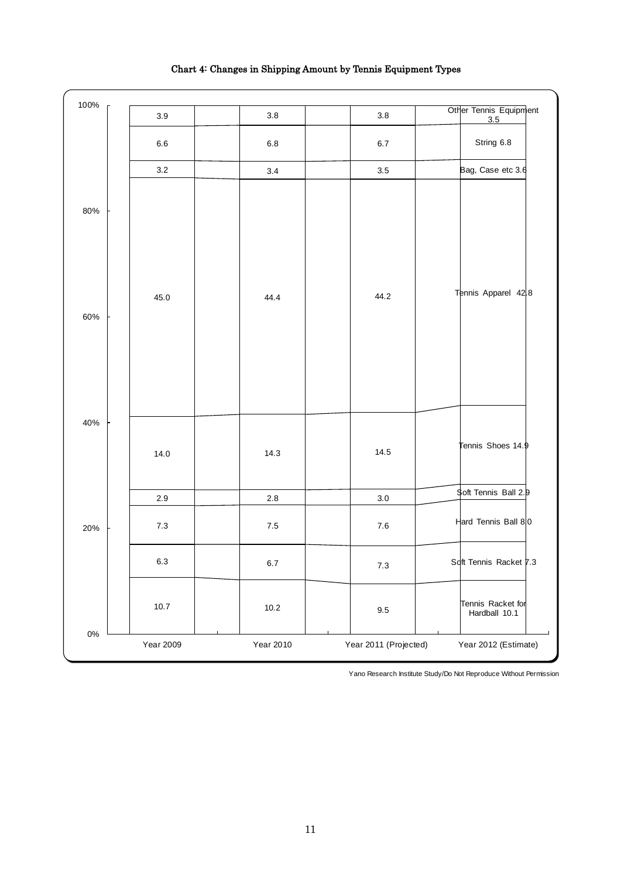**Chart 4: Changes in Shipping Amount by Tennis Equipment Types**

| Category | Year 2009 | Year 2010 | Year 2011 (Projected) | Year 2012 (Estimate) |
|---|---|---|---|---|
| Other Tennis Equipment | 3.9 | 3.8 | 3.8 | 3.5 |
| String | 6.6 | 6.8 | 6.7 | 6.8 |
| Bag, Case etc | 3.2 | 3.4 | 3.5 | 3.6 |
| Tennis Apparel | 45.0 | 44.4 | 44.2 | 42.8 |
| Tennis Shoes | 14.0 | 14.3 | 14.5 | 14.9 |
| Soft Tennis Ball | 2.9 | 2.8 | 3.0 | 2.9 |
| Hard Tennis Ball | 7.3 | 7.5 | 7.6 | 8.0 |
| Soft Tennis Racket | 6.3 | 6.7 | 7.3 | 7.3 |
| Tennis Racket for Hardball | 10.7 | 10.2 | 9.5 | 10.1 |

Yano Research Institute Study/Do Not Reproduce Without Permission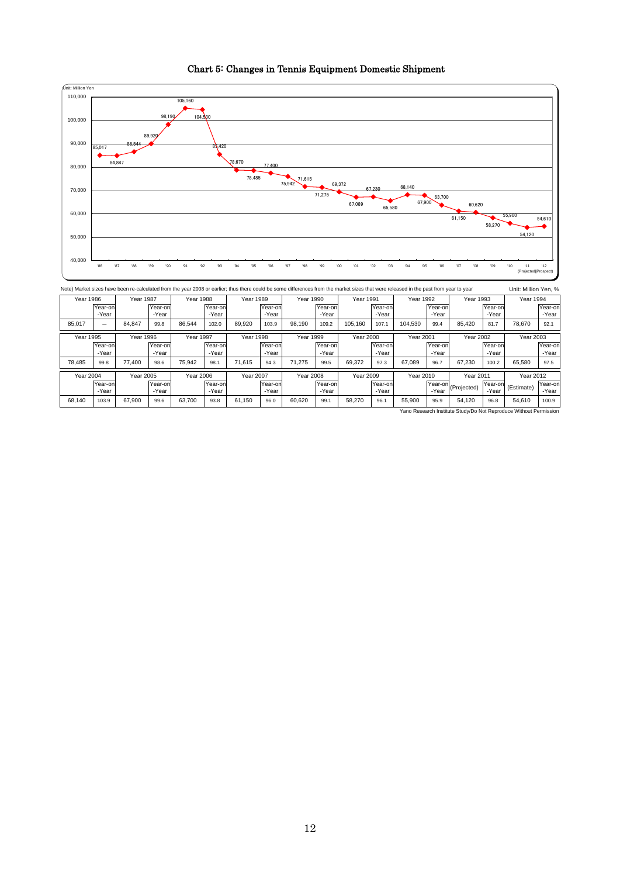# Chart 5: Changes in Tennis Equipment Domestic Shipment

Note) Market sizes have been re-calculated from the year 2008 or earlier; thus there could be some differences from the market sizes that were released in the past from year to year

Unit: Million Yen, %

| Year 1986 | | Year 1987 | | Year 1988 | | Year 1989 | | Year 1990 | | Year 1991 | | Year 1992 | | Year 1993 | | Year 1994 | |
|---|---|---|---|---|---|---|---|---|---|---|---|---|---|---|---|---|---|
| | Year-on-Year | | Year-on-Year | | Year-on-Year | | Year-on-Year | | Year-on-Year | | Year-on-Year | | Year-on-Year | | Year-on-Year | | Year-on-Year |
| 85,017 | — | 84,847 | 99.8 | 86,544 | 102.0 | 89,920 | 103.9 | 98,190 | 109.2 | 105,160 | 107.1 | 104,530 | 99.4 | 85,420 | 81.7 | 78,670 | 92.1 |

| Year 1995 | | Year 1996 | | Year 1997 | | Year 1998 | | Year 1999 | | Year 2000 | | Year 2001 | | Year 2002 | | Year 2003 | |
|---|---|---|---|---|---|---|---|---|---|---|---|---|---|---|---|---|---|
| | Year-on-Year | | Year-on-Year | | Year-on-Year | | Year-on-Year | | Year-on-Year | | Year-on-Year | | Year-on-Year | | Year-on-Year | | Year-on-Year |
| 78,485 | 99.8 | 77,400 | 98.6 | 75,942 | 98.1 | 71,615 | 94.3 | 71,275 | 99.5 | 69,372 | 97.3 | 67,089 | 96.7 | 67,230 | 100.2 | 65,580 | 97.5 |

| Year 2004 | | Year 2005 | | Year 2006 | | Year 2007 | | Year 2008 | | Year 2009 | | Year 2010 | | Year 2011 | | Year 2012 | |
|---|---|---|---|---|---|---|---|---|---|---|---|---|---|---|---|---|---|
| | Year-on-Year | | Year-on-Year | | Year-on-Year | | Year-on-Year | | Year-on-Year | | Year-on-Year | | Year-on-Year | (Projected) | Year-on-Year | (Estimate) | Year-on-Year |
| 68,140 | 103.9 | 67,900 | 99.6 | 63,700 | 93.8 | 61,150 | 96.0 | 60,620 | 99.1 | 58,270 | 96.1 | 55,900 | 95.9 | 54,120 | 96.8 | 54,610 | 100.9 |

Yano Research Institute Study/Do Not Reproduce Without Permission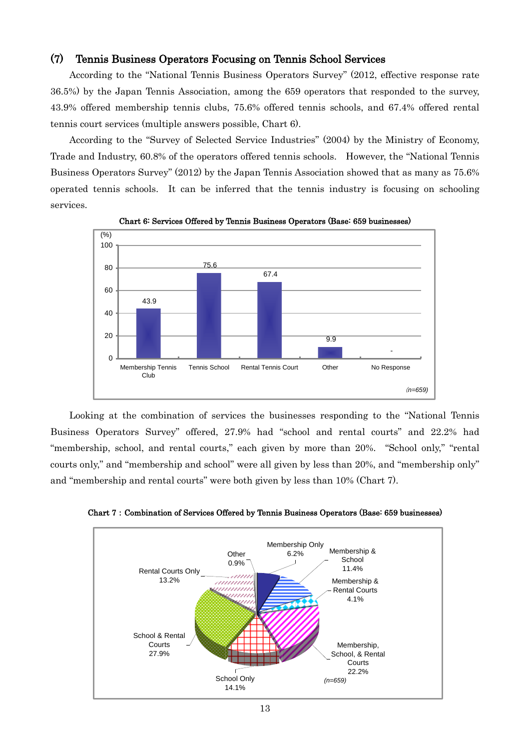### (7) Tennis Business Operators Focusing on Tennis School Services

According to the "National Tennis Business Operators Survey" (2012, effective response rate 36.5%) by the Japan Tennis Association, among the 659 operators that responded to the survey, 43.9% offered membership tennis clubs, 75.6% offered tennis schools, and 67.4% offered rental tennis court services (multiple answers possible, Chart 6).

According to the "Survey of Selected Service Industries" (2004) by the Ministry of Economy, Trade and Industry, 60.8% of the operators offered tennis schools. However, the "National Tennis Business Operators Survey" (2012) by the Japan Tennis Association showed that as many as 75.6% operated tennis schools. It can be inferred that the tennis industry is focusing on schooling services.

**Chart 6: Services Offered by Tennis Business Operators (Base: 659 businesses)**

| Service | (%) |
|---|---|
| Membership Tennis Club | 43.9 |
| Tennis School | 75.6 |
| Rental Tennis Court | 67.4 |
| Other | 9.9 |
| No Response | - |

*(n=659)*

Looking at the combination of services the businesses responding to the "National Tennis Business Operators Survey" offered, 27.9% had "school and rental courts" and 22.2% had "membership, school, and rental courts," each given by more than 20%. "School only," "rental courts only," and "membership and school" were all given by less than 20%, and "membership only" and "membership and rental courts" were both given by less than 10% (Chart 7).

**Chart 7 : Combination of Services Offered by Tennis Business Operators (Base: 659 businesses)**

| Combination | % |
|---|---|
| Membership Only | 6.2% |
| Membership & School | 11.4% |
| Membership & Rental Courts | 4.1% |
| Membership, School, & Rental Courts | 22.2% |
| School Only | 14.1% |
| School & Rental Courts | 27.9% |
| Rental Courts Only | 13.2% |
| Other | 0.9% |

*(n=659)*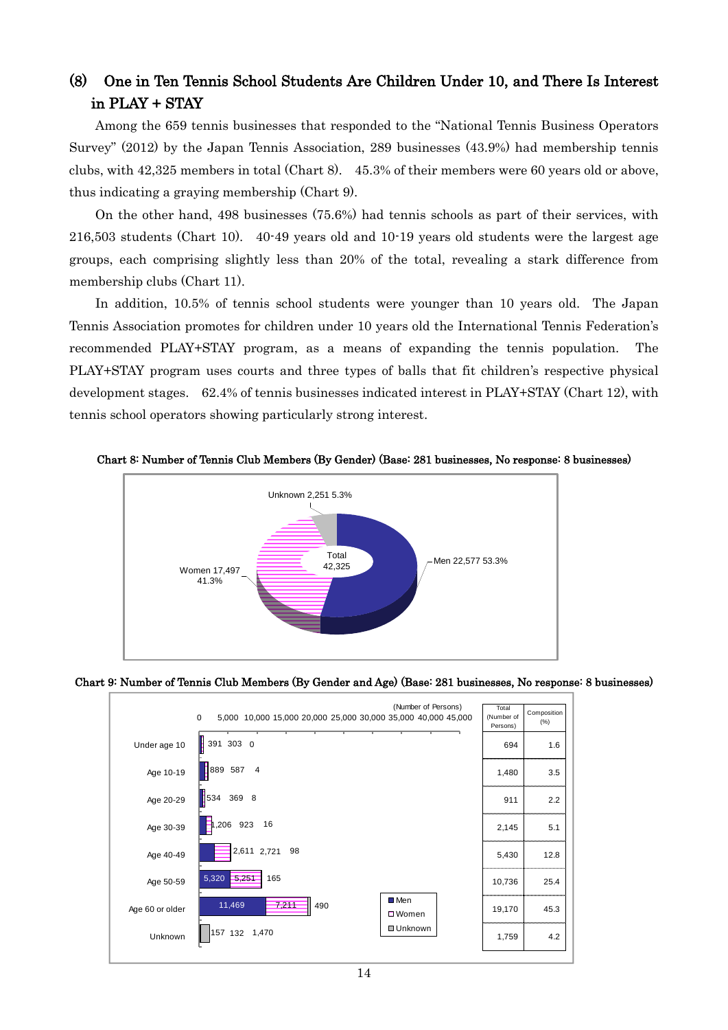## (8) One in Ten Tennis School Students Are Children Under 10, and There Is Interest in PLAY + STAY

Among the 659 tennis businesses that responded to the "National Tennis Business Operators Survey" (2012) by the Japan Tennis Association, 289 businesses (43.9%) had membership tennis clubs, with 42,325 members in total (Chart 8). 45.3% of their members were 60 years old or above, thus indicating a graying membership (Chart 9).

On the other hand, 498 businesses (75.6%) had tennis schools as part of their services, with 216,503 students (Chart 10). 40-49 years old and 10-19 years old students were the largest age groups, each comprising slightly less than 20% of the total, revealing a stark difference from membership clubs (Chart 11).

In addition, 10.5% of tennis school students were younger than 10 years old. The Japan Tennis Association promotes for children under 10 years old the International Tennis Federation's recommended PLAY+STAY program, as a means of expanding the tennis population. The PLAY+STAY program uses courts and three types of balls that fit children's respective physical development stages. 62.4% of tennis businesses indicated interest in PLAY+STAY (Chart 12), with tennis school operators showing particularly strong interest.

**Chart 8: Number of Tennis Club Members (By Gender) (Base: 281 businesses, No response: 8 businesses)**

| Gender | Number | % |
|---|---|---|
| Men | 22,577 | 53.3% |
| Women | 17,497 | 41.3% |
| Unknown | 2,251 | 5.3% |
| Total | 42,325 | |

**Chart 9: Number of Tennis Club Members (By Gender and Age) (Base: 281 businesses, No response: 8 businesses)**

(Number of Persons)

| Age | Men | Women | Unknown | Total (Number of Persons) | Composition (%) |
|---|---|---|---|---|---|
| Under age 10 | 391 | 303 | 0 | 694 | 1.6 |
| Age 10-19 | 889 | 587 | 4 | 1,480 | 3.5 |
| Age 20-29 | 534 | 369 | 8 | 911 | 2.2 |
| Age 30-39 | 1,206 | 923 | 16 | 2,145 | 5.1 |
| Age 40-49 | 2,611 | 2,721 | 98 | 5,430 | 12.8 |
| Age 50-59 | 5,320 | 5,251 | 165 | 10,736 | 25.4 |
| Age 60 or older | 11,469 | 7,211 | 490 | 19,170 | 45.3 |
| Unknown | 157 | 132 | 1,470 | 1,759 | 4.2 |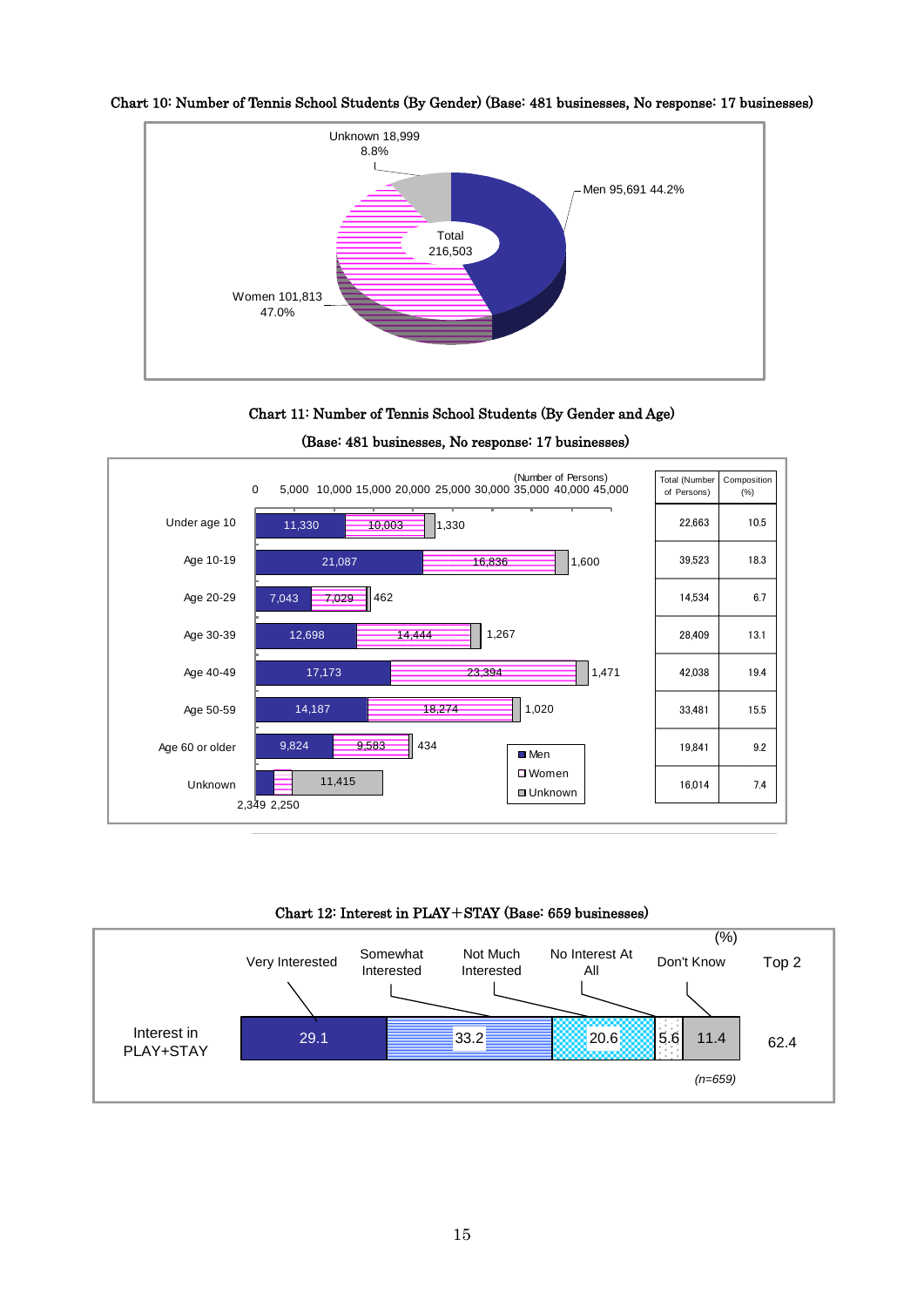Chart 10: Number of Tennis School Students (By Gender) (Base: 481 businesses, No response: 17 businesses)

| Gender | Number | % |
|---|---|---|
| Men | 95,691 | 44.2% |
| Women | 101,813 | 47.0% |
| Unknown | 18,999 | 8.8% |
| Total | 216,503 | |

Chart 11: Number of Tennis School Students (By Gender and Age)

(Base: 481 businesses, No response: 17 businesses)

(Number of Persons)

| Age | Men | Women | Unknown | Total (Number of Persons) | Composition (%) |
|---|---|---|---|---|---|
| Under age 10 | 11,330 | 10,003 | 1,330 | 22,663 | 10.5 |
| Age 10-19 | 21,087 | 16,836 | 1,600 | 39,523 | 18.3 |
| Age 20-29 | 7,043 | 7,029 | 462 | 14,534 | 6.7 |
| Age 30-39 | 12,698 | 14,444 | 1,267 | 28,409 | 13.1 |
| Age 40-49 | 17,173 | 23,394 | 1,471 | 42,038 | 19.4 |
| Age 50-59 | 14,187 | 18,274 | 1,020 | 33,481 | 15.5 |
| Age 60 or older | 9,824 | 9,583 | 434 | 19,841 | 9.2 |
| Unknown | 2,349 | 2,250 | 11,415 | 16,014 | 7.4 |

Chart 12: Interest in PLAY＋STAY (Base: 659 businesses)

(%)

| | Very Interested | Somewhat Interested | Not Much Interested | No Interest At All | Don't Know | Top 2 |
|---|---|---|---|---|---|---|
| Interest in PLAY+STAY | 29.1 | 33.2 | 20.6 | 5.6 | 11.4 | 62.4 |

(n=659)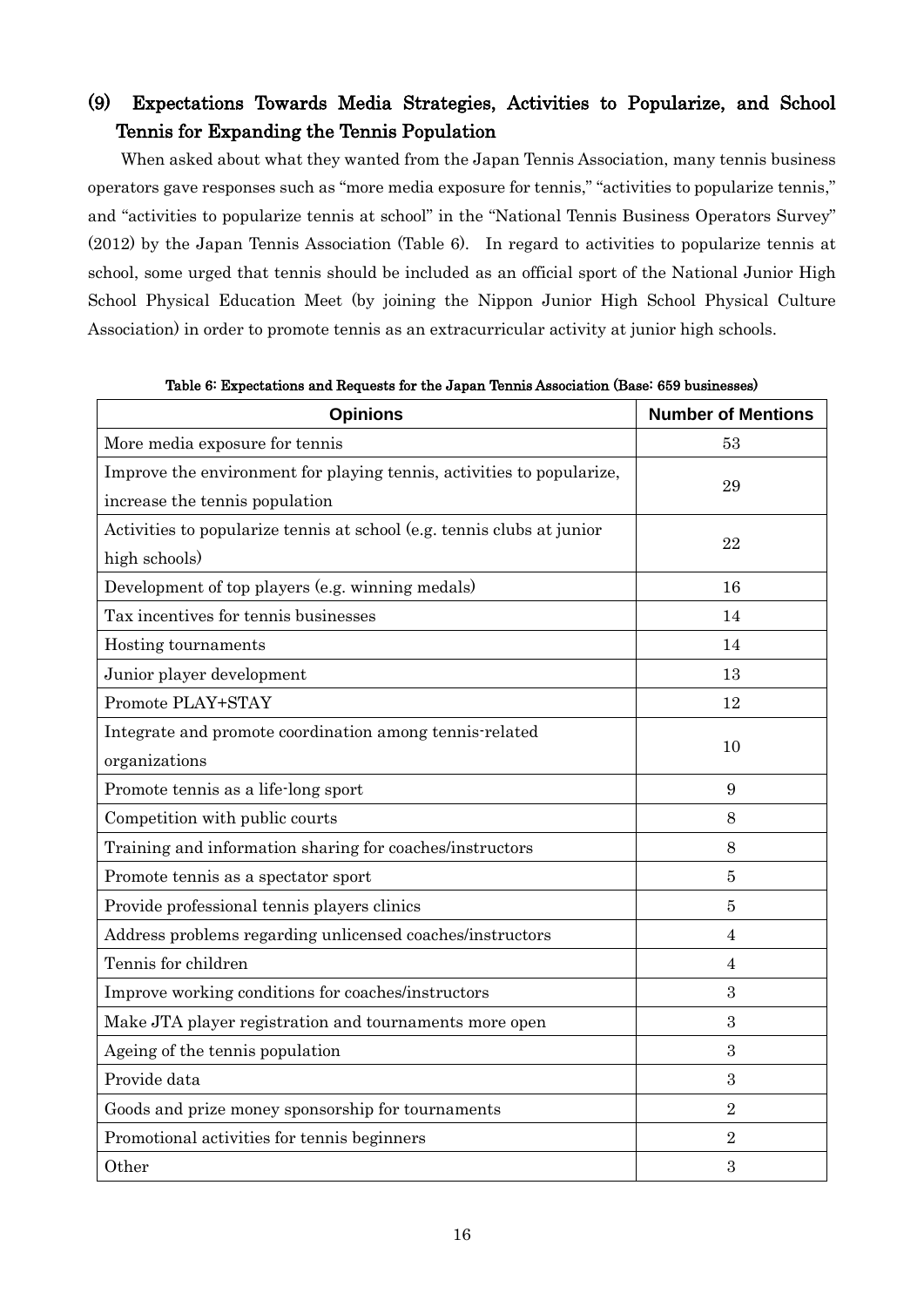## (9) Expectations Towards Media Strategies, Activities to Popularize, and School Tennis for Expanding the Tennis Population

When asked about what they wanted from the Japan Tennis Association, many tennis business operators gave responses such as "more media exposure for tennis," "activities to popularize tennis," and "activities to popularize tennis at school" in the "National Tennis Business Operators Survey" (2012) by the Japan Tennis Association (Table 6). In regard to activities to popularize tennis at school, some urged that tennis should be included as an official sport of the National Junior High School Physical Education Meet (by joining the Nippon Junior High School Physical Culture Association) in order to promote tennis as an extracurricular activity at junior high schools.

**Table 6: Expectations and Requests for the Japan Tennis Association (Base: 659 businesses)**

| Opinions | Number of Mentions |
|---|---|
| More media exposure for tennis | 53 |
| Improve the environment for playing tennis, activities to popularize, increase the tennis population | 29 |
| Activities to popularize tennis at school (e.g. tennis clubs at junior high schools) | 22 |
| Development of top players (e.g. winning medals) | 16 |
| Tax incentives for tennis businesses | 14 |
| Hosting tournaments | 14 |
| Junior player development | 13 |
| Promote PLAY+STAY | 12 |
| Integrate and promote coordination among tennis-related organizations | 10 |
| Promote tennis as a life-long sport | 9 |
| Competition with public courts | 8 |
| Training and information sharing for coaches/instructors | 8 |
| Promote tennis as a spectator sport | 5 |
| Provide professional tennis players clinics | 5 |
| Address problems regarding unlicensed coaches/instructors | 4 |
| Tennis for children | 4 |
| Improve working conditions for coaches/instructors | 3 |
| Make JTA player registration and tournaments more open | 3 |
| Ageing of the tennis population | 3 |
| Provide data | 3 |
| Goods and prize money sponsorship for tournaments | 2 |
| Promotional activities for tennis beginners | 2 |
| Other | 3 |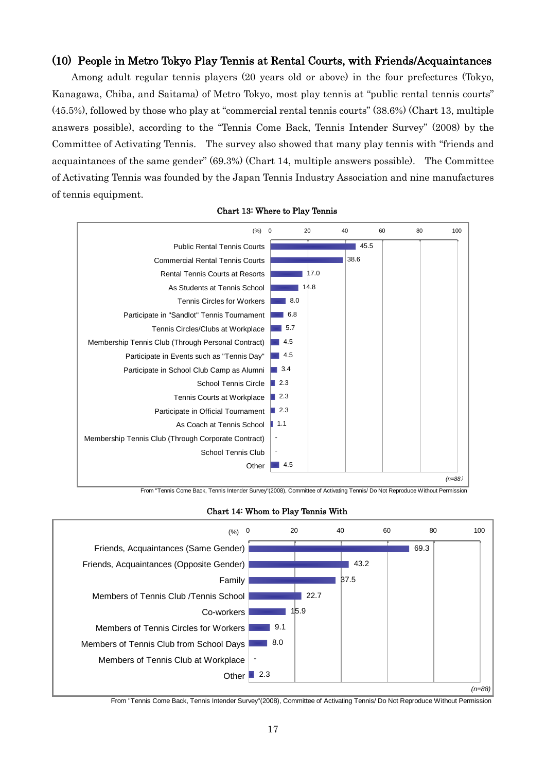## (10) People in Metro Tokyo Play Tennis at Rental Courts, with Friends/Acquaintances

Among adult regular tennis players (20 years old or above) in the four prefectures (Tokyo, Kanagawa, Chiba, and Saitama) of Metro Tokyo, most play tennis at "public rental tennis courts" (45.5%), followed by those who play at "commercial rental tennis courts" (38.6%) (Chart 13, multiple answers possible), according to the "Tennis Come Back, Tennis Intender Survey" (2008) by the Committee of Activating Tennis. The survey also showed that many play tennis with "friends and acquaintances of the same gender" (69.3%) (Chart 14, multiple answers possible). The Committee of Activating Tennis was founded by the Japan Tennis Industry Association and nine manufactures of tennis equipment.

**Chart 13: Where to Play Tennis**

| | (%) |
|---|---|
| Public Rental Tennis Courts | 45.5 |
| Commercial Rental Tennis Courts | 38.6 |
| Rental Tennis Courts at Resorts | 17.0 |
| As Students at Tennis School | 14.8 |
| Tennis Circles for Workers | 8.0 |
| Participate in "Sandlot" Tennis Tournament | 6.8 |
| Tennis Circles/Clubs at Workplace | 5.7 |
| Membership Tennis Club (Through Personal Contract) | 4.5 |
| Participate in Events such as "Tennis Day" | 4.5 |
| Participate in School Club Camp as Alumni | 3.4 |
| School Tennis Circle | 2.3 |
| Tennis Courts at Workplace | 2.3 |
| Participate in Official Tournament | 2.3 |
| As Coach at Tennis School | 1.1 |
| Membership Tennis Club (Through Corporate Contract) | - |
| School Tennis Club | - |
| Other | 4.5 |

(n=88)

From "Tennis Come Back, Tennis Intender Survey"(2008), Committee of Activating Tennis/ Do Not Reproduce Without Permission

**Chart 14: Whom to Play Tennis With**

| | (%) |
|---|---|
| Friends, Acquaintances (Same Gender) | 69.3 |
| Friends, Acquaintances (Opposite Gender) | 43.2 |
| Family | 37.5 |
| Members of Tennis Club /Tennis School | 22.7 |
| Co-workers | 15.9 |
| Members of Tennis Circles for Workers | 9.1 |
| Members of Tennis Club from School Days | 8.0 |
| Members of Tennis Club at Workplace | - |
| Other | 2.3 |

(n=88)

From "Tennis Come Back, Tennis Intender Survey"(2008), Committee of Activating Tennis/ Do Not Reproduce Without Permission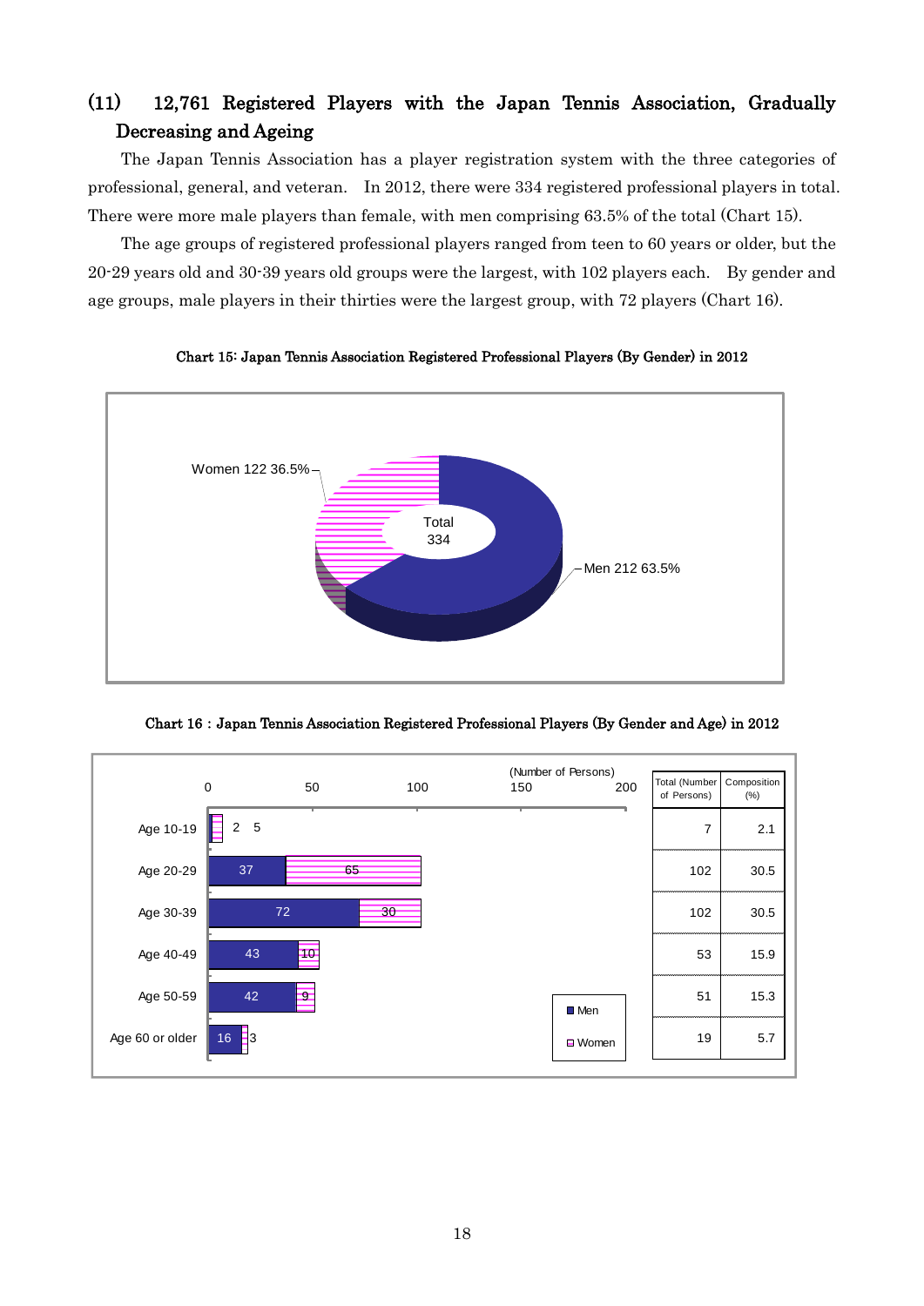### (11) 12,761 Registered Players with the Japan Tennis Association, Gradually Decreasing and Ageing

The Japan Tennis Association has a player registration system with the three categories of professional, general, and veteran. In 2012, there were 334 registered professional players in total. There were more male players than female, with men comprising 63.5% of the total (Chart 15).

The age groups of registered professional players ranged from teen to 60 years or older, but the 20-29 years old and 30-39 years old groups were the largest, with 102 players each. By gender and age groups, male players in their thirties were the largest group, with 72 players (Chart 16).

**Chart 15: Japan Tennis Association Registered Professional Players (By Gender) in 2012**

| | Number | % |
|---|---|---|
| Men | 212 | 63.5% |
| Women | 122 | 36.5% |
| Total | 334 | |

**Chart 16: Japan Tennis Association Registered Professional Players (By Gender and Age) in 2012**

(Number of Persons)

| | Men | Women | Total (Number of Persons) | Composition (%) |
|---|---|---|---|---|
| Age 10-19 | 2 | 5 | 7 | 2.1 |
| Age 20-29 | 37 | 65 | 102 | 30.5 |
| Age 30-39 | 72 | 30 | 102 | 30.5 |
| Age 40-49 | 43 | 10 | 53 | 15.9 |
| Age 50-59 | 42 | 9 | 51 | 15.3 |
| Age 60 or older | 16 | 3 | 19 | 5.7 |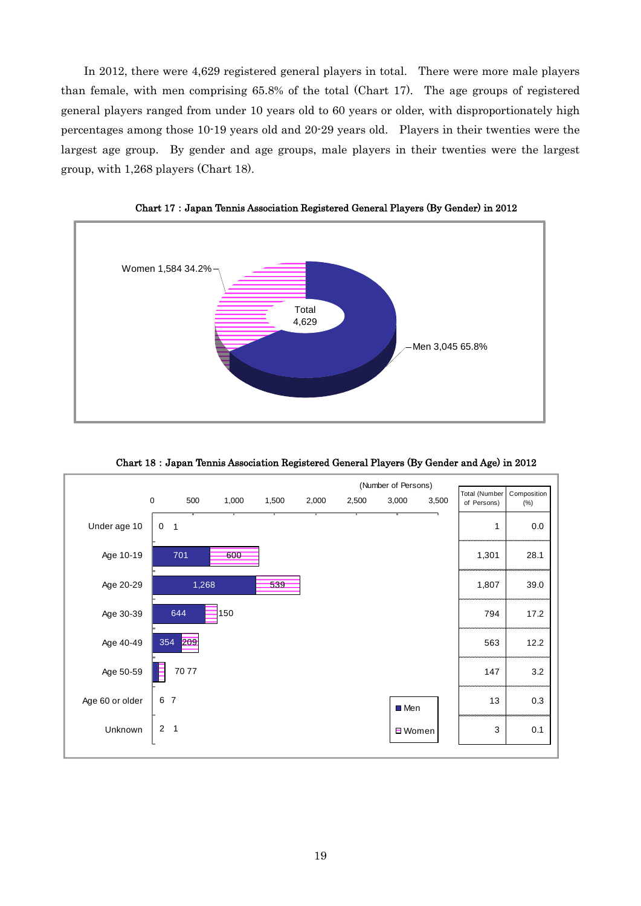In 2012, there were 4,629 registered general players in total. There were more male players than female, with men comprising 65.8% of the total (Chart 17). The age groups of registered general players ranged from under 10 years old to 60 years or older, with disproportionately high percentages among those 10-19 years old and 20-29 years old. Players in their twenties were the largest age group. By gender and age groups, male players in their twenties were the largest group, with 1,268 players (Chart 18).

**Chart 17 : Japan Tennis Association Registered General Players (By Gender) in 2012**

| Gender | Number of Persons | Composition (%) |
|---|---|---|
| Men | 3,045 | 65.8% |
| Women | 1,584 | 34.2% |
| Total | 4,629 | |

**Chart 18 : Japan Tennis Association Registered General Players (By Gender and Age) in 2012**

(Number of Persons)

| Age | Men | Women | Total (Number of Persons) | Composition (%) |
|---|---|---|---|---|
| Under age 10 | 0 | 1 | 1 | 0.0 |
| Age 10-19 | 701 | 600 | 1,301 | 28.1 |
| Age 20-29 | 1,268 | 539 | 1,807 | 39.0 |
| Age 30-39 | 644 | 150 | 794 | 17.2 |
| Age 40-49 | 354 | 209 | 563 | 12.2 |
| Age 50-59 | 70 | 77 | 147 | 3.2 |
| Age 60 or older | 6 | 7 | 13 | 0.3 |
| Unknown | 2 | 1 | 3 | 0.1 |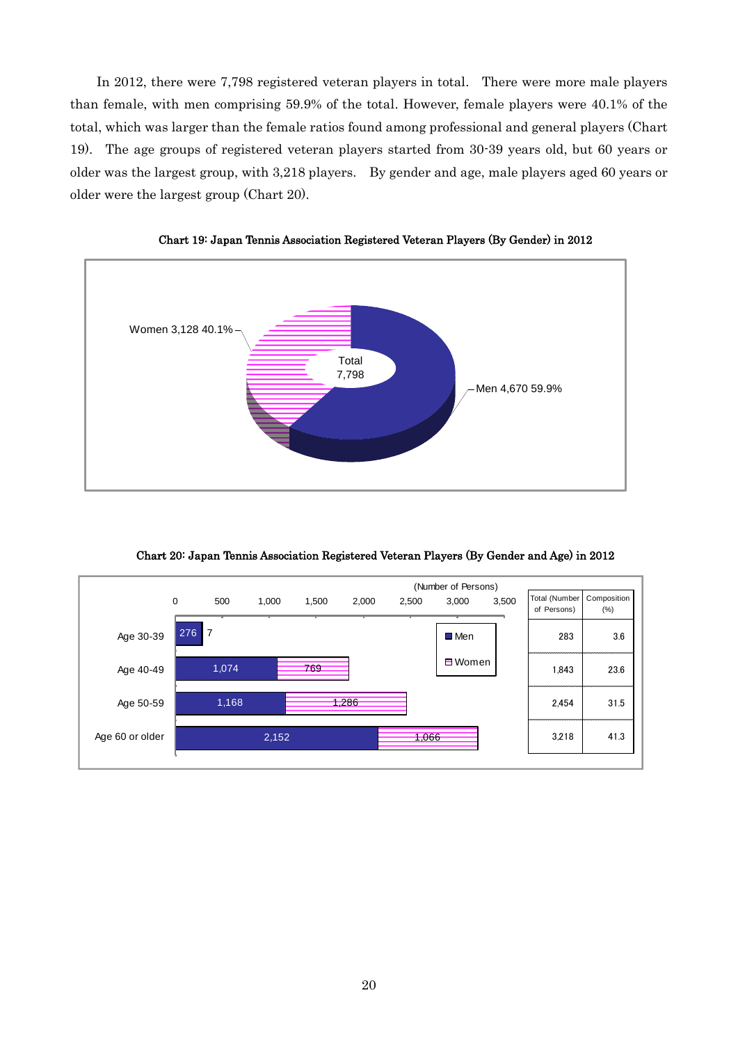In 2012, there were 7,798 registered veteran players in total. There were more male players than female, with men comprising 59.9% of the total. However, female players were 40.1% of the total, which was larger than the female ratios found among professional and general players (Chart 19). The age groups of registered veteran players started from 30-39 years old, but 60 years or older was the largest group, with 3,218 players. By gender and age, male players aged 60 years or older were the largest group (Chart 20).

**Chart 19: Japan Tennis Association Registered Veteran Players (By Gender) in 2012**

| | Number | % |
|---|---|---|
| Men | 4,670 | 59.9% |
| Women | 3,128 | 40.1% |
| Total | 7,798 | |

**Chart 20: Japan Tennis Association Registered Veteran Players (By Gender and Age) in 2012**

(Number of Persons)

| | Men | Women | Total (Number of Persons) | Composition (%) |
|---|---|---|---|---|
| Age 30-39 | 276 | 7 | 283 | 3.6 |
| Age 40-49 | 1,074 | 769 | 1,843 | 23.6 |
| Age 50-59 | 1,168 | 1,286 | 2,454 | 31.5 |
| Age 60 or older | 2,152 | 1,066 | 3,218 | 41.3 |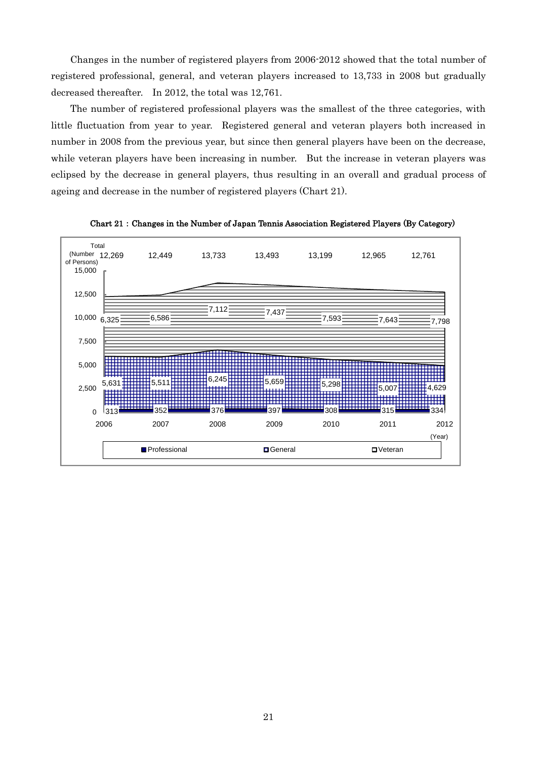Changes in the number of registered players from 2006-2012 showed that the total number of registered professional, general, and veteran players increased to 13,733 in 2008 but gradually decreased thereafter. In 2012, the total was 12,761.

The number of registered professional players was the smallest of the three categories, with little fluctuation from year to year. Registered general and veteran players both increased in number in 2008 from the previous year, but since then general players have been on the decrease, while veteran players have been increasing in number. But the increase in veteran players was eclipsed by the decrease in general players, thus resulting in an overall and gradual process of ageing and decrease in the number of registered players (Chart 21).

**Chart 21：Changes in the Number of Japan Tennis Association Registered Players (By Category)**

(Number of Persons)

| Year | Professional | General | Veteran | Total |
|---|---|---|---|---|
| 2006 | 313 | 5,631 | 6,325 | 12,269 |
| 2007 | 352 | 5,511 | 6,586 | 12,449 |
| 2008 | 376 | 6,245 | 7,112 | 13,733 |
| 2009 | 397 | 5,659 | 7,437 | 13,493 |
| 2010 | 308 | 5,298 | 7,593 | 13,199 |
| 2011 | 315 | 5,007 | 7,643 | 12,965 |
| 2012 | 334 | 4,629 | 7,798 | 12,761 |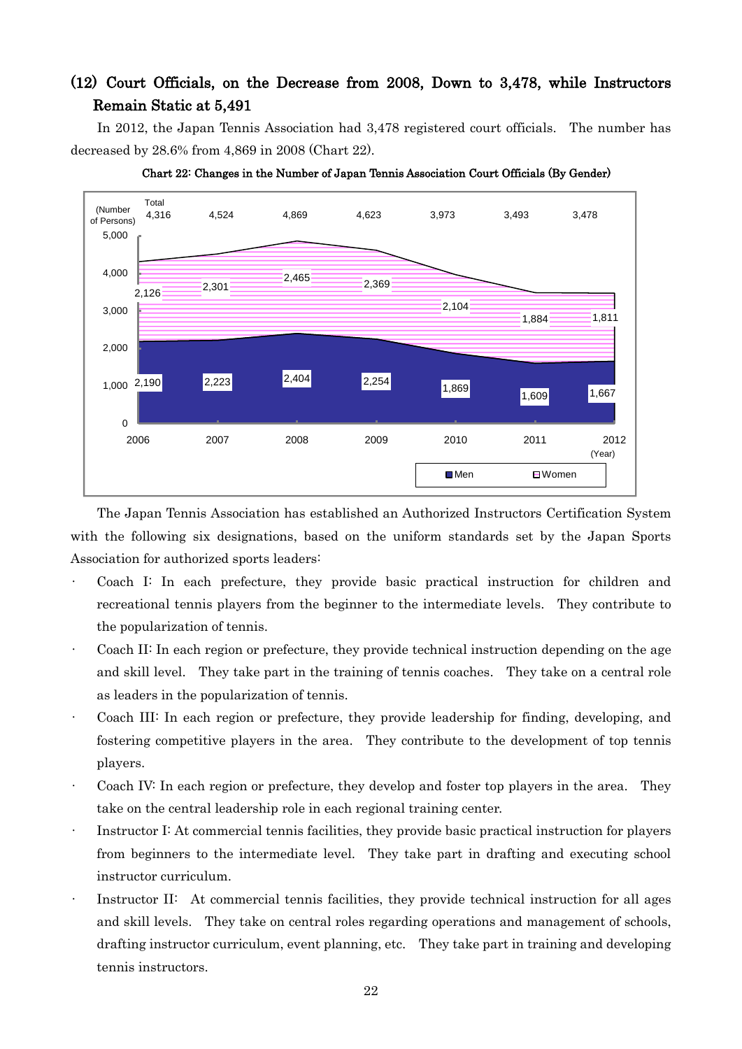## (12) Court Officials, on the Decrease from 2008, Down to 3,478, while Instructors Remain Static at 5,491

In 2012, the Japan Tennis Association had 3,478 registered court officials. The number has decreased by 28.6% from 4,869 in 2008 (Chart 22).

**Chart 22: Changes in the Number of Japan Tennis Association Court Officials (By Gender)**

| (Number of Persons) | 2006 | 2007 | 2008 | 2009 | 2010 | 2011 | 2012 |
|---|---|---|---|---|---|---|---|
| Total | 4,316 | 4,524 | 4,869 | 4,623 | 3,973 | 3,493 | 3,478 |
| Men | 2,190 | 2,223 | 2,404 | 2,254 | 1,869 | 1,609 | 1,667 |
| Women | 2,126 | 2,301 | 2,465 | 2,369 | 2,104 | 1,884 | 1,811 |

The Japan Tennis Association has established an Authorized Instructors Certification System with the following six designations, based on the uniform standards set by the Japan Sports Association for authorized sports leaders:

- Coach I: In each prefecture, they provide basic practical instruction for children and recreational tennis players from the beginner to the intermediate levels. They contribute to the popularization of tennis.
- Coach II: In each region or prefecture, they provide technical instruction depending on the age and skill level. They take part in the training of tennis coaches. They take on a central role as leaders in the popularization of tennis.
- Coach III: In each region or prefecture, they provide leadership for finding, developing, and fostering competitive players in the area. They contribute to the development of top tennis players.
- Coach IV: In each region or prefecture, they develop and foster top players in the area. They take on the central leadership role in each regional training center.
- Instructor I: At commercial tennis facilities, they provide basic practical instruction for players from beginners to the intermediate level. They take part in drafting and executing school instructor curriculum.
- Instructor II: At commercial tennis facilities, they provide technical instruction for all ages and skill levels. They take on central roles regarding operations and management of schools, drafting instructor curriculum, event planning, etc. They take part in training and developing tennis instructors.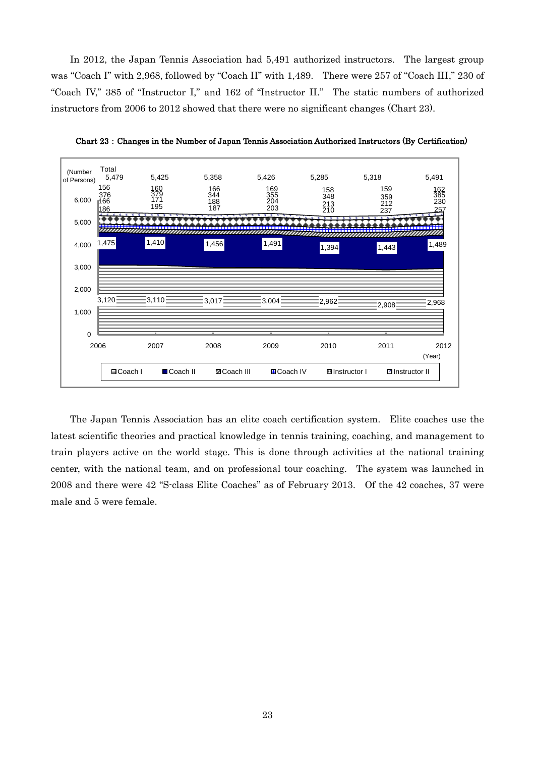In 2012, the Japan Tennis Association had 5,491 authorized instructors. The largest group was "Coach I" with 2,968, followed by "Coach II" with 1,489. There were 257 of "Coach III," 230 of "Coach IV," 385 of "Instructor I," and 162 of "Instructor II." The static numbers of authorized instructors from 2006 to 2012 showed that there were no significant changes (Chart 23).

**Chart 23：Changes in the Number of Japan Tennis Association Authorized Instructors (By Certification)**

(Number of Persons)

| (Year) | Coach I | Coach II | Coach III | Coach IV | Instructor I | Instructor II | Total |
|---|---|---|---|---|---|---|---|
| 2006 | 3,120 | 1,475 | 186 | 166 | 376 | 156 | 5,479 |
| 2007 | 3,110 | 1,410 | 195 | 171 | 379 | 160 | 5,425 |
| 2008 | 3,017 | 1,456 | 187 | 188 | 344 | 166 | 5,358 |
| 2009 | 3,004 | 1,491 | 203 | 204 | 355 | 169 | 5,426 |
| 2010 | 2,962 | 1,394 | 210 | 213 | 348 | 158 | 5,285 |
| 2011 | 2,908 | 1,443 | 237 | 212 | 359 | 159 | 5,318 |
| 2012 | 2,968 | 1,489 | 257 | 230 | 385 | 162 | 5,491 |

The Japan Tennis Association has an elite coach certification system. Elite coaches use the latest scientific theories and practical knowledge in tennis training, coaching, and management to train players active on the world stage. This is done through activities at the national training center, with the national team, and on professional tour coaching. The system was launched in 2008 and there were 42 "S-class Elite Coaches" as of February 2013. Of the 42 coaches, 37 were male and 5 were female.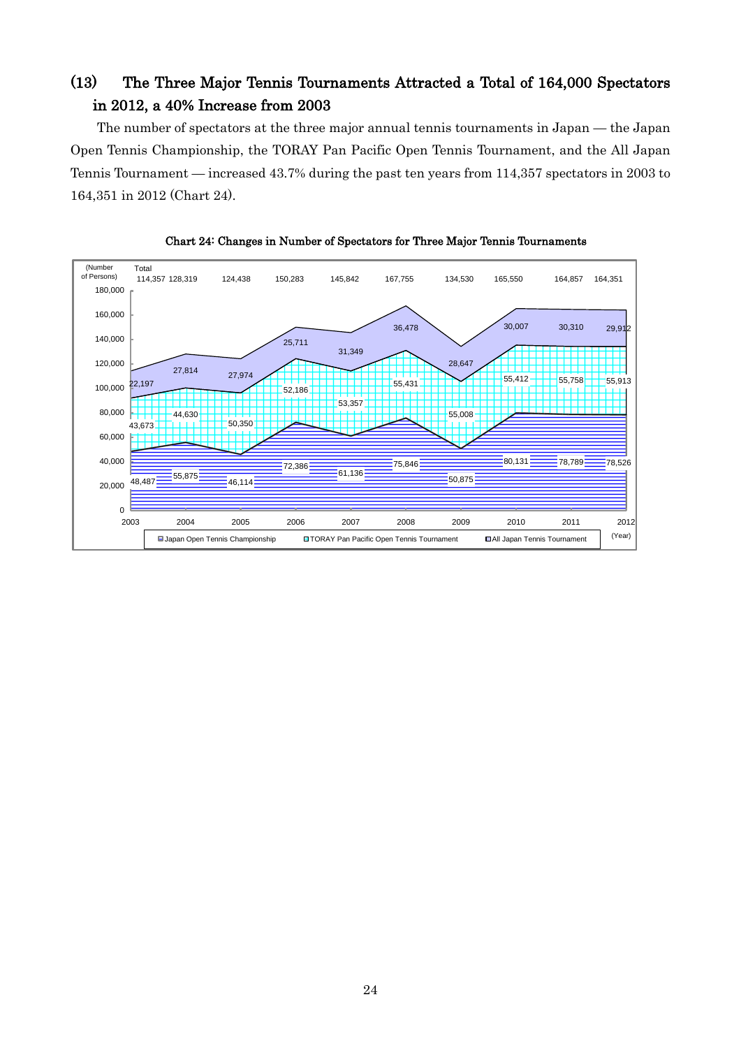## (13) The Three Major Tennis Tournaments Attracted a Total of 164,000 Spectators in 2012, a 40% Increase from 2003

The number of spectators at the three major annual tennis tournaments in Japan — the Japan Open Tennis Championship, the TORAY Pan Pacific Open Tennis Tournament, and the All Japan Tennis Tournament — increased 43.7% during the past ten years from 114,357 spectators in 2003 to 164,351 in 2012 (Chart 24).

**Chart 24: Changes in Number of Spectators for Three Major Tennis Tournaments**

(Number of Persons)

| (Year) | Japan Open Tennis Championship | TORAY Pan Pacific Open Tennis Tournament | All Japan Tennis Tournament | Total |
|---|---|---|---|---|
| 2003 | 48,487 | 43,673 | 22,197 | 114,357 |
| 2004 | 55,875 | 44,630 | 27,814 | 128,319 |
| 2005 | 46,114 | 50,350 | 27,974 | 124,438 |
| 2006 | 72,386 | 52,186 | 25,711 | 150,283 |
| 2007 | 61,136 | 53,357 | 31,349 | 145,842 |
| 2008 | 75,846 | 55,431 | 36,478 | 167,755 |
| 2009 | 50,875 | 55,008 | 28,647 | 134,530 |
| 2010 | 80,131 | 55,412 | 30,007 | 165,550 |
| 2011 | 78,789 | 55,758 | 30,310 | 164,857 |
| 2012 | 78,526 | 55,913 | 29,912 | 164,351 |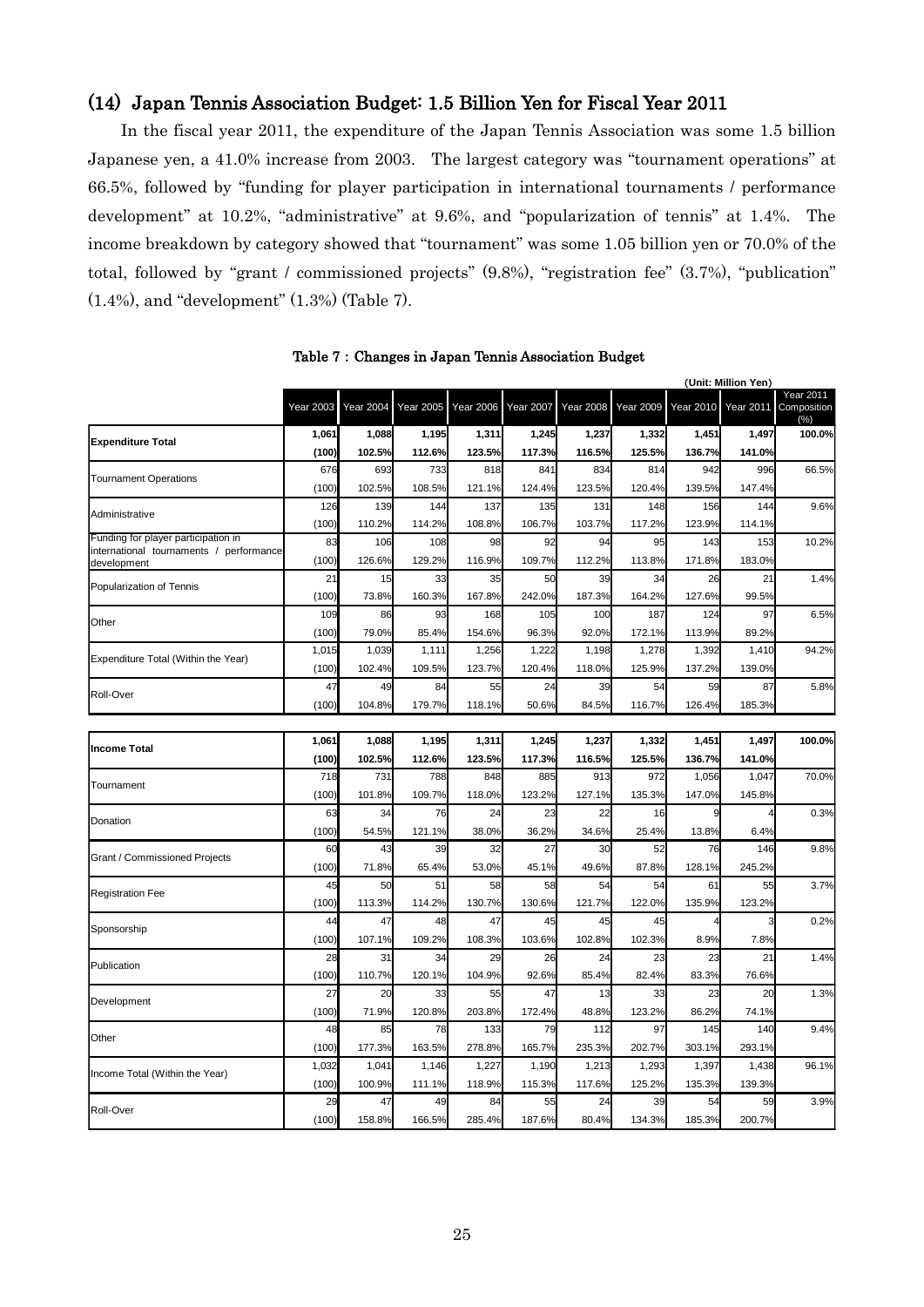## (14) Japan Tennis Association Budget: 1.5 Billion Yen for Fiscal Year 2011

In the fiscal year 2011, the expenditure of the Japan Tennis Association was some 1.5 billion Japanese yen, a 41.0% increase from 2003. The largest category was "tournament operations" at 66.5%, followed by "funding for player participation in international tournaments / performance development" at 10.2%, "administrative" at 9.6%, and "popularization of tennis" at 1.4%. The income breakdown by category showed that "tournament" was some 1.05 billion yen or 70.0% of the total, followed by "grant / commissioned projects" (9.8%), "registration fee" (3.7%), "publication" (1.4%), and "development" (1.3%) (Table 7).

**Table 7 : Changes in Japan Tennis Association Budget**

(Unit: Million Yen)

| | Year 2003 | Year 2004 | Year 2005 | Year 2006 | Year 2007 | Year 2008 | Year 2009 | Year 2010 | Year 2011 | Year 2011 Composition (%) |
|---|---|---|---|---|---|---|---|---|---|---|
| **Expenditure Total** | **1,061** | **1,088** | **1,195** | **1,311** | **1,245** | **1,237** | **1,332** | **1,451** | **1,497** | **100.0%** |
| | **(100)** | **102.5%** | **112.6%** | **123.5%** | **117.3%** | **116.5%** | **125.5%** | **136.7%** | **141.0%** | |
| Tournament Operations | 676 | 693 | 733 | 818 | 841 | 834 | 814 | 942 | 996 | 66.5% |
| | (100) | 102.5% | 108.5% | 121.1% | 124.4% | 123.5% | 120.4% | 139.5% | 147.4% | |
| Administrative | 126 | 139 | 144 | 137 | 135 | 131 | 148 | 156 | 144 | 9.6% |
| | (100) | 110.2% | 114.2% | 108.8% | 106.7% | 103.7% | 117.2% | 123.9% | 114.1% | |
| Funding for player participation in international tournaments / performance development | 83 | 106 | 108 | 98 | 92 | 94 | 95 | 143 | 153 | 10.2% |
| | (100) | 126.6% | 129.2% | 116.9% | 109.7% | 112.2% | 113.8% | 171.8% | 183.0% | |
| Popularization of Tennis | 21 | 15 | 33 | 35 | 50 | 39 | 34 | 26 | 21 | 1.4% |
| | (100) | 73.8% | 160.3% | 167.8% | 242.0% | 187.3% | 164.2% | 127.6% | 99.5% | |
| Other | 109 | 86 | 93 | 168 | 105 | 100 | 187 | 124 | 97 | 6.5% |
| | (100) | 79.0% | 85.4% | 154.6% | 96.3% | 92.0% | 172.1% | 113.9% | 89.2% | |
| Expenditure Total (Within the Year) | 1,015 | 1,039 | 1,111 | 1,256 | 1,222 | 1,198 | 1,278 | 1,392 | 1,410 | 94.2% |
| | (100) | 102.4% | 109.5% | 123.7% | 120.4% | 118.0% | 125.9% | 137.2% | 139.0% | |
| Roll-Over | 47 | 49 | 84 | 55 | 24 | 39 | 54 | 59 | 87 | 5.8% |
| | (100) | 104.8% | 179.7% | 118.1% | 50.6% | 84.5% | 116.7% | 126.4% | 185.3% | |
| **Income Total** | **1,061** | **1,088** | **1,195** | **1,311** | **1,245** | **1,237** | **1,332** | **1,451** | **1,497** | **100.0%** |
| | **(100)** | **102.5%** | **112.6%** | **123.5%** | **117.3%** | **116.5%** | **125.5%** | **136.7%** | **141.0%** | |
| Tournament | 718 | 731 | 788 | 848 | 885 | 913 | 972 | 1,056 | 1,047 | 70.0% |
| | (100) | 101.8% | 109.7% | 118.0% | 123.2% | 127.1% | 135.3% | 147.0% | 145.8% | |
| Donation | 63 | 34 | 76 | 24 | 23 | 22 | 16 | 9 | 4 | 0.3% |
| | (100) | 54.5% | 121.1% | 38.0% | 36.2% | 34.6% | 25.4% | 13.8% | 6.4% | |
| Grant / Commissioned Projects | 60 | 43 | 39 | 32 | 27 | 30 | 52 | 76 | 146 | 9.8% |
| | (100) | 71.8% | 65.4% | 53.0% | 45.1% | 49.6% | 87.8% | 128.1% | 245.2% | |
| Registration Fee | 45 | 50 | 51 | 58 | 58 | 54 | 54 | 61 | 55 | 3.7% |
| | (100) | 113.3% | 114.2% | 130.7% | 130.6% | 121.7% | 122.0% | 135.9% | 123.2% | |
| Sponsorship | 44 | 47 | 48 | 47 | 45 | 45 | 45 | 4 | 3 | 0.2% |
| | (100) | 107.1% | 109.2% | 108.3% | 103.6% | 102.8% | 102.3% | 8.9% | 7.8% | |
| Publication | 28 | 31 | 34 | 29 | 26 | 24 | 23 | 23 | 21 | 1.4% |
| | (100) | 110.7% | 120.1% | 104.9% | 92.6% | 85.4% | 82.4% | 83.3% | 76.6% | |
| Development | 27 | 20 | 33 | 55 | 47 | 13 | 33 | 23 | 20 | 1.3% |
| | (100) | 71.9% | 120.8% | 203.8% | 172.4% | 48.8% | 123.2% | 86.2% | 74.1% | |
| Other | 48 | 85 | 78 | 133 | 79 | 112 | 97 | 145 | 140 | 9.4% |
| | (100) | 177.3% | 163.5% | 278.8% | 165.7% | 235.3% | 202.7% | 303.1% | 293.1% | |
| Income Total (Within the Year) | 1,032 | 1,041 | 1,146 | 1,227 | 1,190 | 1,213 | 1,293 | 1,397 | 1,438 | 96.1% |
| | (100) | 100.9% | 111.1% | 118.9% | 115.3% | 117.6% | 125.2% | 135.3% | 139.3% | |
| Roll-Over | 29 | 47 | 49 | 84 | 55 | 24 | 39 | 54 | 59 | 3.9% |
| | (100) | 158.8% | 166.5% | 285.4% | 187.6% | 80.4% | 134.3% | 185.3% | 200.7% | |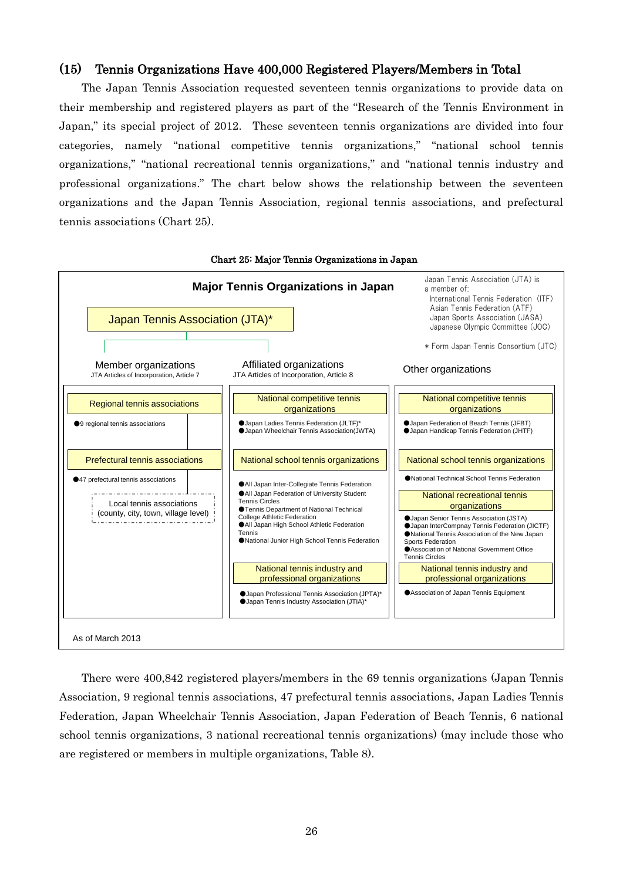## (15) Tennis Organizations Have 400,000 Registered Players/Members in Total

The Japan Tennis Association requested seventeen tennis organizations to provide data on their membership and registered players as part of the "Research of the Tennis Environment in Japan," its special project of 2012. These seventeen tennis organizations are divided into four categories, namely "national competitive tennis organizations," "national school tennis organizations," "national recreational tennis organizations," and "national tennis industry and professional organizations." The chart below shows the relationship between the seventeen organizations and the Japan Tennis Association, regional tennis associations, and prefectural tennis associations (Chart 25).

**Chart 25: Major Tennis Organizations in Japan**

**Major Tennis Organizations in Japan**

Japan Tennis Association (JTA)*

Japan Tennis Association (JTA) is a member of:
- International Tennis Federation (ITF)
- Asian Tennis Federation (ATF)
- Japan Sports Association (JASA)
- Japanese Olympic Committee (JOC)

* Form Japan Tennis Consortium (JTC)

**Member organizations** (JTA Articles of Incorporation, Article 7)

- Regional tennis associations
  - ●9 regional tennis associations
- Prefectural tennis associations
  - ●47 prefectural tennis associations
  - Local tennis associations (county, city, town, village level)

**Affiliated organizations** (JTA Articles of Incorporation, Article 8)

- National competitive tennis organizations
  - ●Japan Ladies Tennis Federation (JLTF)*
  - ●Japan Wheelchair Tennis Association(JWTA)
- National school tennis organizations
  - ●All Japan Inter-Collegiate Tennis Federation
  - ●All Japan Federation of University Student Tennis Circles
  - ●Tennis Department of National Technical College Athletic Federation
  - ●All Japan High School Athletic Federation Tennis
  - ●National Junior High School Tennis Federation
- National tennis industry and professional organizations
  - ●Japan Professional Tennis Association (JPTA)*
  - ●Japan Tennis Industry Association (JTIA)*

**Other organizations**

- National competitive tennis organizations
  - ●Japan Federation of Beach Tennis (JFBT)
  - ●Japan Handicap Tennis Federation (JHTF)
- National school tennis organizations
  - ●National Technical School Tennis Federation
- National recreational tennis organizations
  - ●Japan Senior Tennis Association (JSTA)
  - ●Japan InterCompnay Tennis Federation (JICTF)
  - ●National Tennis Association of the New Japan Sports Federation
  - ●Association of National Government Office Tennis Circles
- National tennis industry and professional organizations
  - ●Association of Japan Tennis Equipment

As of March 2013

There were 400,842 registered players/members in the 69 tennis organizations (Japan Tennis Association, 9 regional tennis associations, 47 prefectural tennis associations, Japan Ladies Tennis Federation, Japan Wheelchair Tennis Association, Japan Federation of Beach Tennis, 6 national school tennis organizations, 3 national recreational tennis organizations) (may include those who are registered or members in multiple organizations, Table 8).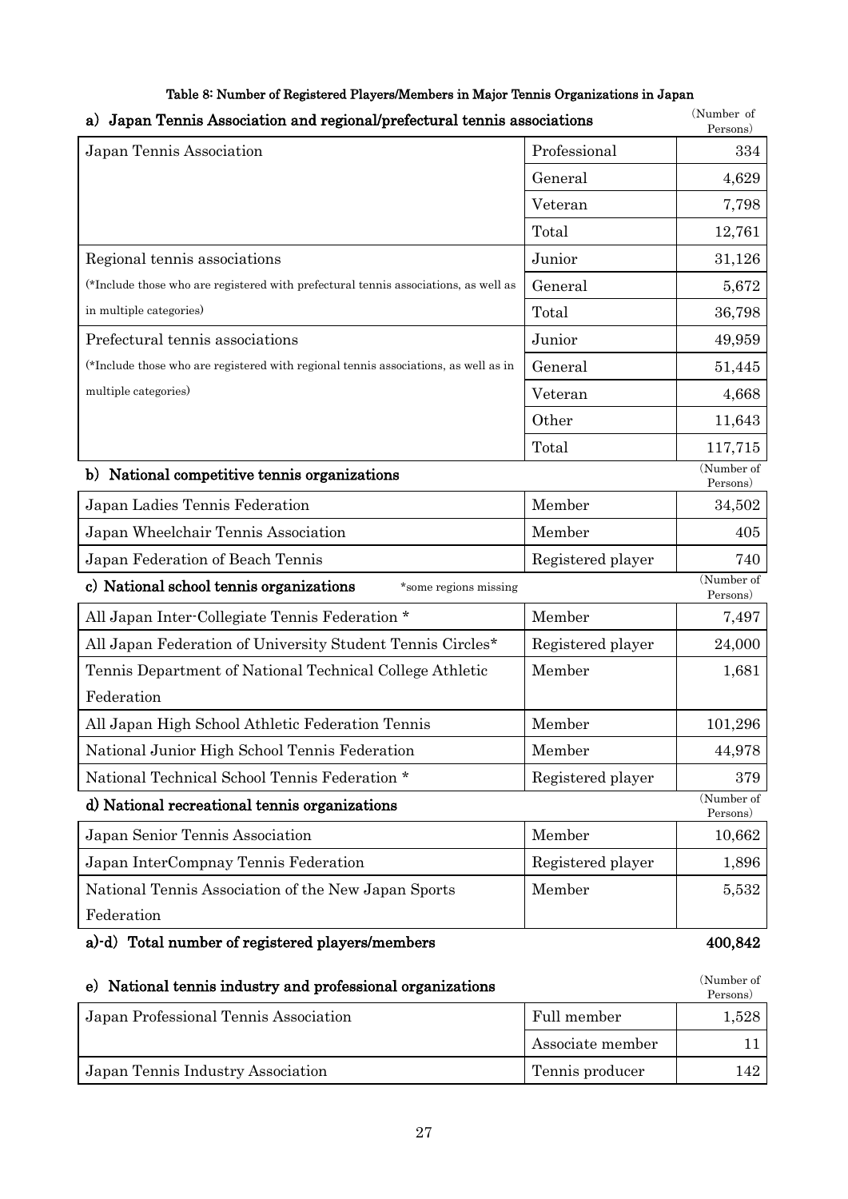**Table 8: Number of Registered Players/Members in Major Tennis Organizations in Japan**

### a) Japan Tennis Association and regional/prefectural tennis associations

(Number of Persons)

| Organization | Category | Number |
|---|---|---|
| Japan Tennis Association | Professional | 334 |
| | General | 4,629 |
| | Veteran | 7,798 |
| | Total | 12,761 |
| Regional tennis associations (*Include those who are registered with prefectural tennis associations, as well as in multiple categories) | Junior | 31,126 |
| | General | 5,672 |
| | Total | 36,798 |
| Prefectural tennis associations (*Include those who are registered with regional tennis associations, as well as in multiple categories) | Junior | 49,959 |
| | General | 51,445 |
| | Veteran | 4,668 |
| | Other | 11,643 |
| | Total | 117,715 |

### b) National competitive tennis organizations

(Number of Persons)

| Organization | Category | Number |
|---|---|---|
| Japan Ladies Tennis Federation | Member | 34,502 |
| Japan Wheelchair Tennis Association | Member | 405 |
| Japan Federation of Beach Tennis | Registered player | 740 |

### c) National school tennis organizations *some regions missing

(Number of Persons)

| Organization | Category | Number |
|---|---|---|
| All Japan Inter-Collegiate Tennis Federation * | Member | 7,497 |
| All Japan Federation of University Student Tennis Circles* | Registered player | 24,000 |
| Tennis Department of National Technical College Athletic Federation | Member | 1,681 |
| All Japan High School Athletic Federation Tennis | Member | 101,296 |
| National Junior High School Tennis Federation | Member | 44,978 |
| National Technical School Tennis Federation * | Registered player | 379 |

### d) National recreational tennis organizations

(Number of Persons)

| Organization | Category | Number |
|---|---|---|
| Japan Senior Tennis Association | Member | 10,662 |
| Japan InterCompnay Tennis Federation | Registered player | 1,896 |
| National Tennis Association of the New Japan Sports Federation | Member | 5,532 |

**a)-d) Total number of registered players/members 400,842**

### e) National tennis industry and professional organizations

(Number of Persons)

| Organization | Category | Number |
|---|---|---|
| Japan Professional Tennis Association | Full member | 1,528 |
| | Associate member | 11 |
| Japan Tennis Industry Association | Tennis producer | 142 |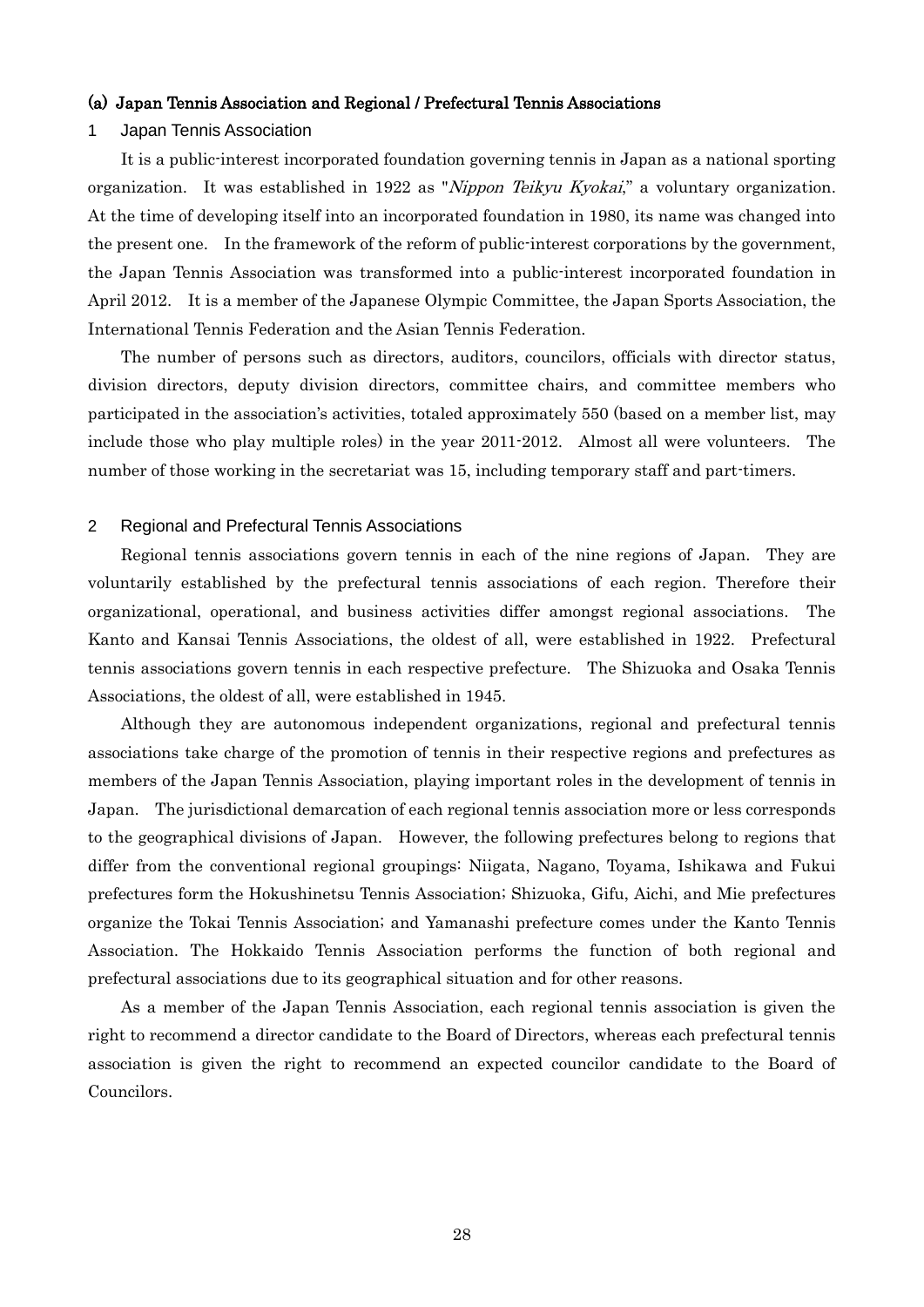### (a) Japan Tennis Association and Regional / Prefectural Tennis Associations

#### 1 Japan Tennis Association

It is a public-interest incorporated foundation governing tennis in Japan as a national sporting organization. It was established in 1922 as "*Nippon Teikyu Kyokai*," a voluntary organization. At the time of developing itself into an incorporated foundation in 1980, its name was changed into the present one. In the framework of the reform of public-interest corporations by the government, the Japan Tennis Association was transformed into a public-interest incorporated foundation in April 2012. It is a member of the Japanese Olympic Committee, the Japan Sports Association, the International Tennis Federation and the Asian Tennis Federation.

The number of persons such as directors, auditors, councilors, officials with director status, division directors, deputy division directors, committee chairs, and committee members who participated in the association's activities, totaled approximately 550 (based on a member list, may include those who play multiple roles) in the year 2011-2012. Almost all were volunteers. The number of those working in the secretariat was 15, including temporary staff and part-timers.

#### 2 Regional and Prefectural Tennis Associations

Regional tennis associations govern tennis in each of the nine regions of Japan. They are voluntarily established by the prefectural tennis associations of each region. Therefore their organizational, operational, and business activities differ amongst regional associations. The Kanto and Kansai Tennis Associations, the oldest of all, were established in 1922. Prefectural tennis associations govern tennis in each respective prefecture. The Shizuoka and Osaka Tennis Associations, the oldest of all, were established in 1945.

Although they are autonomous independent organizations, regional and prefectural tennis associations take charge of the promotion of tennis in their respective regions and prefectures as members of the Japan Tennis Association, playing important roles in the development of tennis in Japan. The jurisdictional demarcation of each regional tennis association more or less corresponds to the geographical divisions of Japan. However, the following prefectures belong to regions that differ from the conventional regional groupings: Niigata, Nagano, Toyama, Ishikawa and Fukui prefectures form the Hokushinetsu Tennis Association; Shizuoka, Gifu, Aichi, and Mie prefectures organize the Tokai Tennis Association; and Yamanashi prefecture comes under the Kanto Tennis Association. The Hokkaido Tennis Association performs the function of both regional and prefectural associations due to its geographical situation and for other reasons.

As a member of the Japan Tennis Association, each regional tennis association is given the right to recommend a director candidate to the Board of Directors, whereas each prefectural tennis association is given the right to recommend an expected councilor candidate to the Board of Councilors.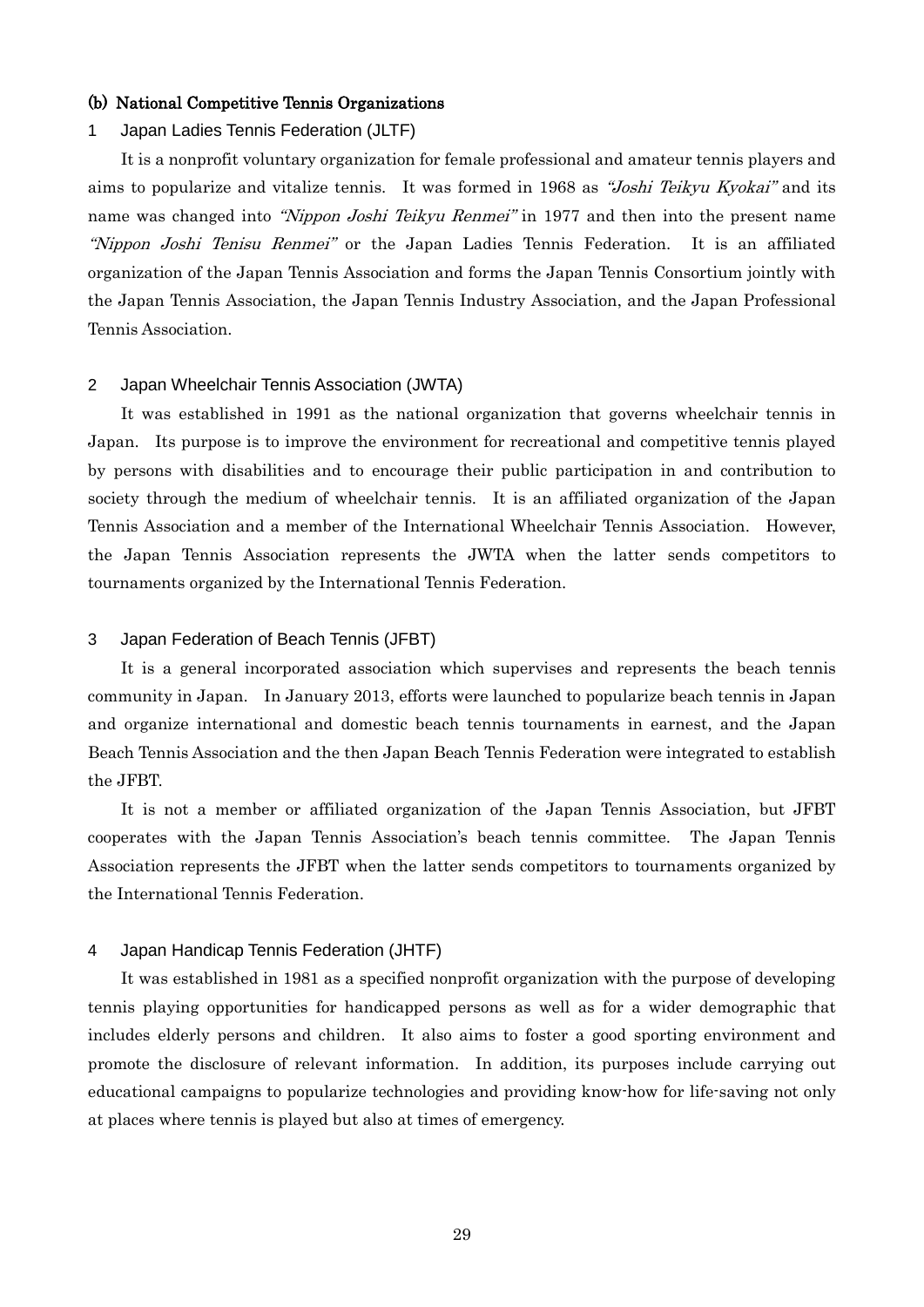### (b) National Competitive Tennis Organizations

#### 1 Japan Ladies Tennis Federation (JLTF)

It is a nonprofit voluntary organization for female professional and amateur tennis players and aims to popularize and vitalize tennis. It was formed in 1968 as *"Joshi Teikyu Kyokai"* and its name was changed into *"Nippon Joshi Teikyu Renmei"* in 1977 and then into the present name *"Nippon Joshi Tenisu Renmei"* or the Japan Ladies Tennis Federation. It is an affiliated organization of the Japan Tennis Association and forms the Japan Tennis Consortium jointly with the Japan Tennis Association, the Japan Tennis Industry Association, and the Japan Professional Tennis Association.

#### 2 Japan Wheelchair Tennis Association (JWTA)

It was established in 1991 as the national organization that governs wheelchair tennis in Japan. Its purpose is to improve the environment for recreational and competitive tennis played by persons with disabilities and to encourage their public participation in and contribution to society through the medium of wheelchair tennis. It is an affiliated organization of the Japan Tennis Association and a member of the International Wheelchair Tennis Association. However, the Japan Tennis Association represents the JWTA when the latter sends competitors to tournaments organized by the International Tennis Federation.

#### 3 Japan Federation of Beach Tennis (JFBT)

It is a general incorporated association which supervises and represents the beach tennis community in Japan. In January 2013, efforts were launched to popularize beach tennis in Japan and organize international and domestic beach tennis tournaments in earnest, and the Japan Beach Tennis Association and the then Japan Beach Tennis Federation were integrated to establish the JFBT.

It is not a member or affiliated organization of the Japan Tennis Association, but JFBT cooperates with the Japan Tennis Association's beach tennis committee. The Japan Tennis Association represents the JFBT when the latter sends competitors to tournaments organized by the International Tennis Federation.

#### 4 Japan Handicap Tennis Federation (JHTF)

It was established in 1981 as a specified nonprofit organization with the purpose of developing tennis playing opportunities for handicapped persons as well as for a wider demographic that includes elderly persons and children. It also aims to foster a good sporting environment and promote the disclosure of relevant information. In addition, its purposes include carrying out educational campaigns to popularize technologies and providing know-how for life-saving not only at places where tennis is played but also at times of emergency.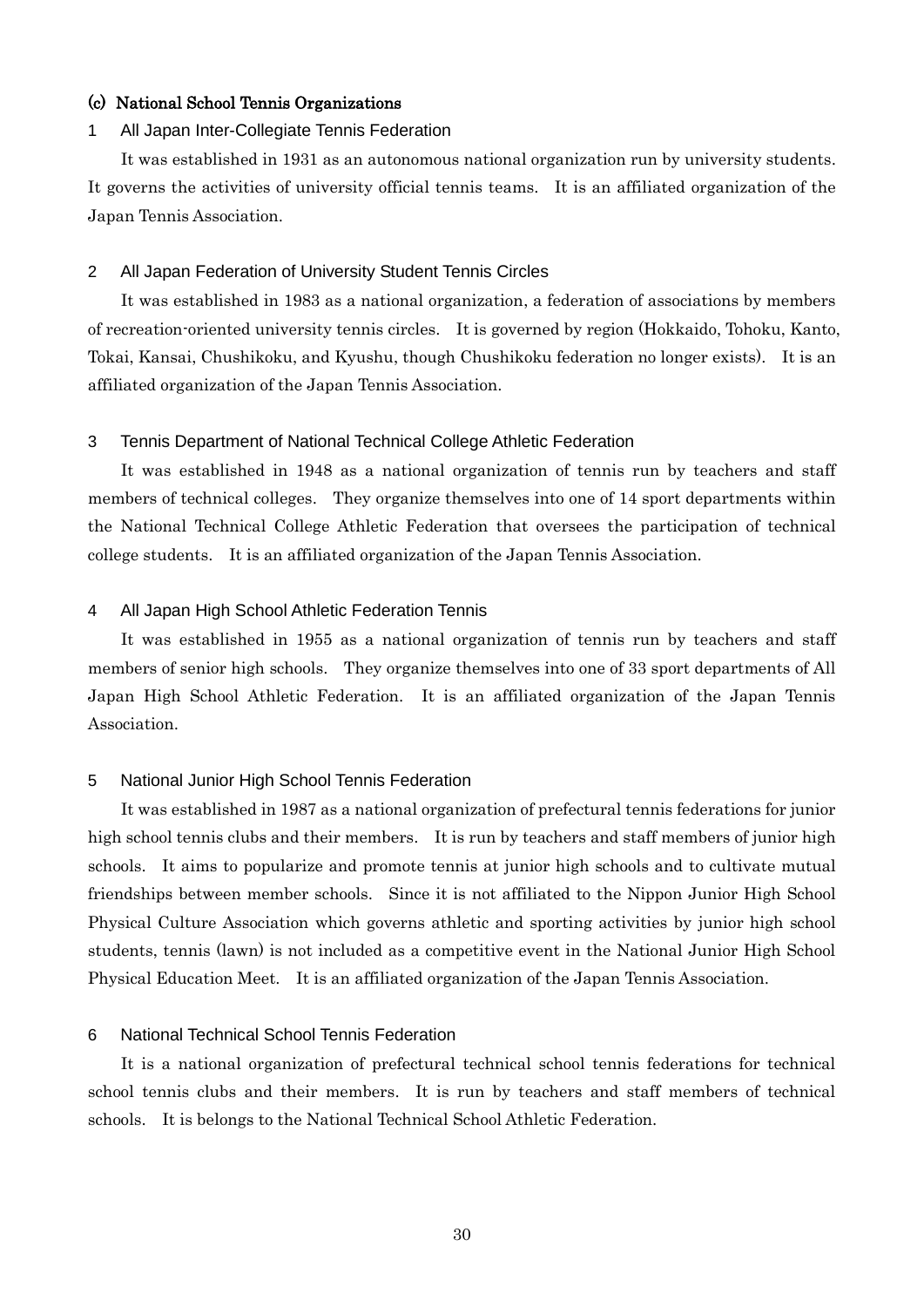### (c) National School Tennis Organizations

#### 1 All Japan Inter-Collegiate Tennis Federation

It was established in 1931 as an autonomous national organization run by university students. It governs the activities of university official tennis teams. It is an affiliated organization of the Japan Tennis Association.

#### 2 All Japan Federation of University Student Tennis Circles

It was established in 1983 as a national organization, a federation of associations by members of recreation-oriented university tennis circles. It is governed by region (Hokkaido, Tohoku, Kanto, Tokai, Kansai, Chushikoku, and Kyushu, though Chushikoku federation no longer exists). It is an affiliated organization of the Japan Tennis Association.

#### 3 Tennis Department of National Technical College Athletic Federation

It was established in 1948 as a national organization of tennis run by teachers and staff members of technical colleges. They organize themselves into one of 14 sport departments within the National Technical College Athletic Federation that oversees the participation of technical college students. It is an affiliated organization of the Japan Tennis Association.

#### 4 All Japan High School Athletic Federation Tennis

It was established in 1955 as a national organization of tennis run by teachers and staff members of senior high schools. They organize themselves into one of 33 sport departments of All Japan High School Athletic Federation. It is an affiliated organization of the Japan Tennis Association.

#### 5 National Junior High School Tennis Federation

It was established in 1987 as a national organization of prefectural tennis federations for junior high school tennis clubs and their members. It is run by teachers and staff members of junior high schools. It aims to popularize and promote tennis at junior high schools and to cultivate mutual friendships between member schools. Since it is not affiliated to the Nippon Junior High School Physical Culture Association which governs athletic and sporting activities by junior high school students, tennis (lawn) is not included as a competitive event in the National Junior High School Physical Education Meet. It is an affiliated organization of the Japan Tennis Association.

#### 6 National Technical School Tennis Federation

It is a national organization of prefectural technical school tennis federations for technical school tennis clubs and their members. It is run by teachers and staff members of technical schools. It is belongs to the National Technical School Athletic Federation.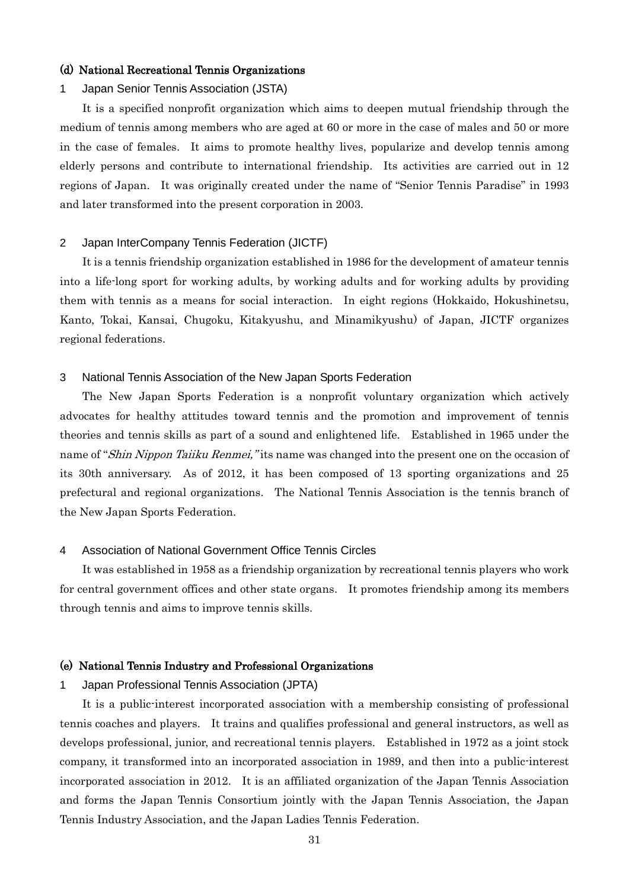### (d) National Recreational Tennis Organizations

#### 1 Japan Senior Tennis Association (JSTA)

It is a specified nonprofit organization which aims to deepen mutual friendship through the medium of tennis among members who are aged at 60 or more in the case of males and 50 or more in the case of females. It aims to promote healthy lives, popularize and develop tennis among elderly persons and contribute to international friendship. Its activities are carried out in 12 regions of Japan. It was originally created under the name of "Senior Tennis Paradise" in 1993 and later transformed into the present corporation in 2003.

#### 2 Japan InterCompany Tennis Federation (JICTF)

It is a tennis friendship organization established in 1986 for the development of amateur tennis into a life-long sport for working adults, by working adults and for working adults by providing them with tennis as a means for social interaction. In eight regions (Hokkaido, Hokushinetsu, Kanto, Tokai, Kansai, Chugoku, Kitakyushu, and Minamikyushu) of Japan, JICTF organizes regional federations.

#### 3 National Tennis Association of the New Japan Sports Federation

The New Japan Sports Federation is a nonprofit voluntary organization which actively advocates for healthy attitudes toward tennis and the promotion and improvement of tennis theories and tennis skills as part of a sound and enlightened life. Established in 1965 under the name of "*Shin Nippon Taiiku Renmei,*" its name was changed into the present one on the occasion of its 30th anniversary. As of 2012, it has been composed of 13 sporting organizations and 25 prefectural and regional organizations. The National Tennis Association is the tennis branch of the New Japan Sports Federation.

#### 4 Association of National Government Office Tennis Circles

It was established in 1958 as a friendship organization by recreational tennis players who work for central government offices and other state organs. It promotes friendship among its members through tennis and aims to improve tennis skills.

### (e) National Tennis Industry and Professional Organizations

#### 1 Japan Professional Tennis Association (JPTA)

It is a public-interest incorporated association with a membership consisting of professional tennis coaches and players. It trains and qualifies professional and general instructors, as well as develops professional, junior, and recreational tennis players. Established in 1972 as a joint stock company, it transformed into an incorporated association in 1989, and then into a public-interest incorporated association in 2012. It is an affiliated organization of the Japan Tennis Association and forms the Japan Tennis Consortium jointly with the Japan Tennis Association, the Japan Tennis Industry Association, and the Japan Ladies Tennis Federation.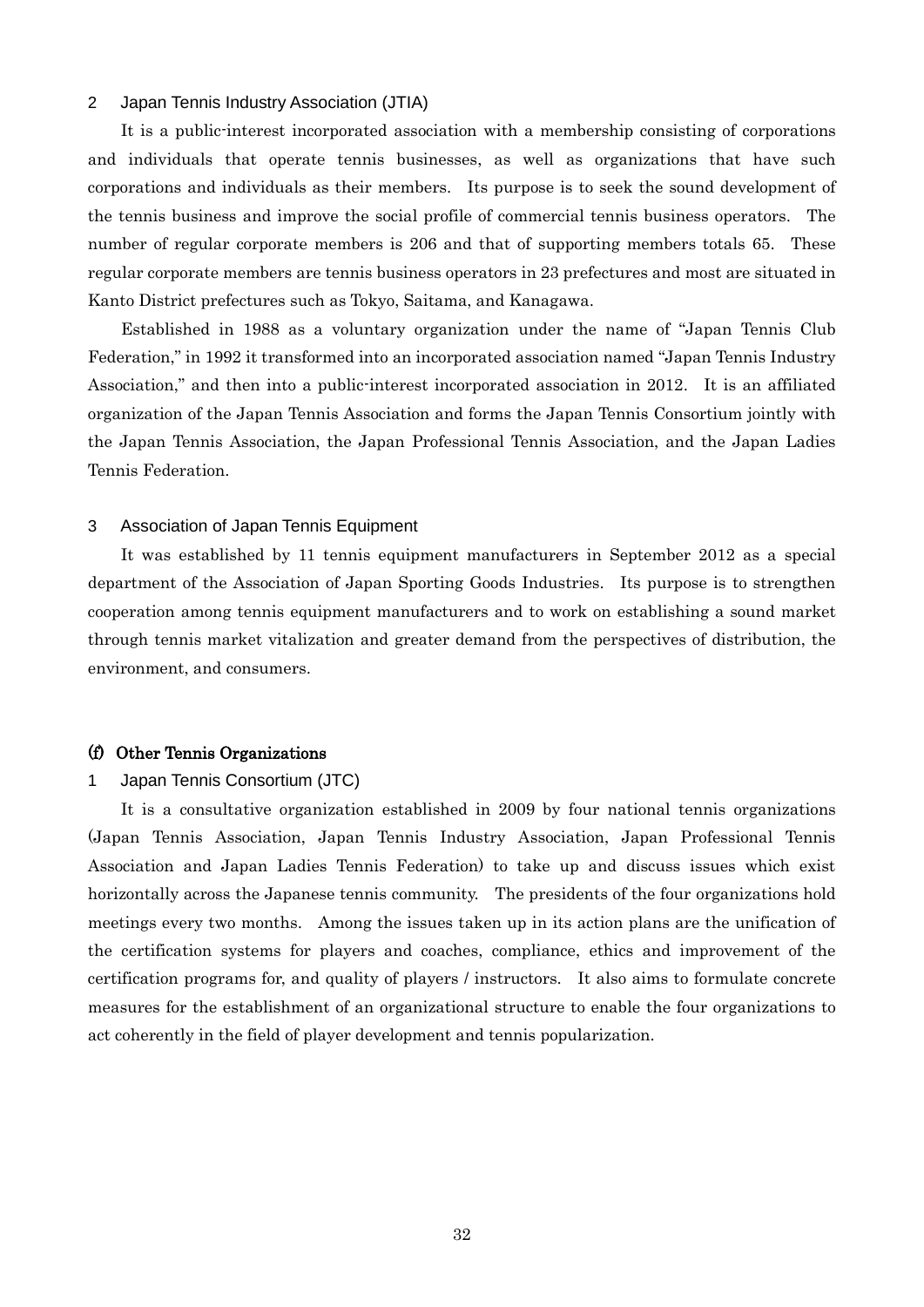### 2 Japan Tennis Industry Association (JTIA)

It is a public-interest incorporated association with a membership consisting of corporations and individuals that operate tennis businesses, as well as organizations that have such corporations and individuals as their members. Its purpose is to seek the sound development of the tennis business and improve the social profile of commercial tennis business operators. The number of regular corporate members is 206 and that of supporting members totals 65. These regular corporate members are tennis business operators in 23 prefectures and most are situated in Kanto District prefectures such as Tokyo, Saitama, and Kanagawa.

Established in 1988 as a voluntary organization under the name of "Japan Tennis Club Federation," in 1992 it transformed into an incorporated association named "Japan Tennis Industry Association," and then into a public-interest incorporated association in 2012. It is an affiliated organization of the Japan Tennis Association and forms the Japan Tennis Consortium jointly with the Japan Tennis Association, the Japan Professional Tennis Association, and the Japan Ladies Tennis Federation.

### 3 Association of Japan Tennis Equipment

It was established by 11 tennis equipment manufacturers in September 2012 as a special department of the Association of Japan Sporting Goods Industries. Its purpose is to strengthen cooperation among tennis equipment manufacturers and to work on establishing a sound market through tennis market vitalization and greater demand from the perspectives of distribution, the environment, and consumers.

## (f) Other Tennis Organizations

### 1 Japan Tennis Consortium (JTC)

It is a consultative organization established in 2009 by four national tennis organizations (Japan Tennis Association, Japan Tennis Industry Association, Japan Professional Tennis Association and Japan Ladies Tennis Federation) to take up and discuss issues which exist horizontally across the Japanese tennis community. The presidents of the four organizations hold meetings every two months. Among the issues taken up in its action plans are the unification of the certification systems for players and coaches, compliance, ethics and improvement of the certification programs for, and quality of players / instructors. It also aims to formulate concrete measures for the establishment of an organizational structure to enable the four organizations to act coherently in the field of player development and tennis popularization.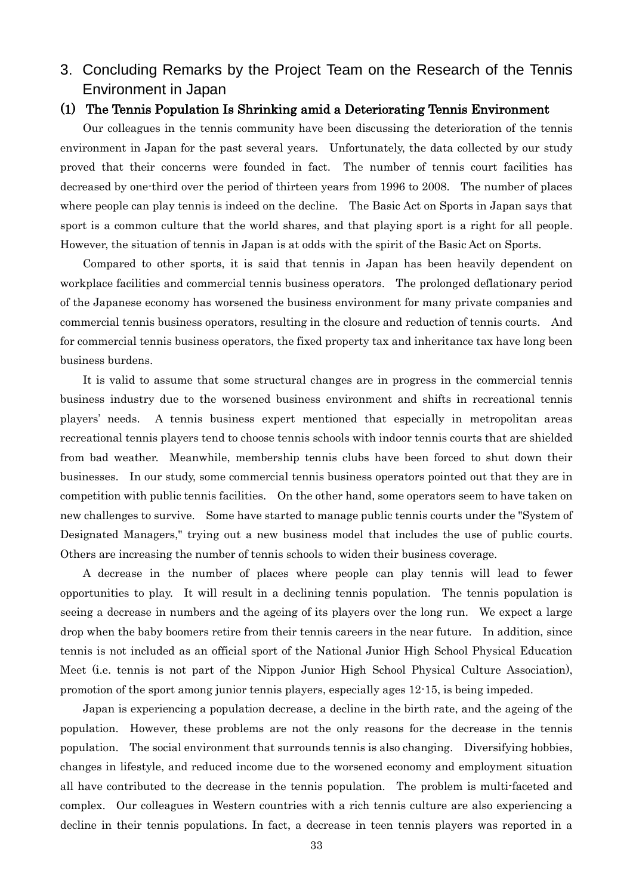## 3. Concluding Remarks by the Project Team on the Research of the Tennis Environment in Japan

### (1) The Tennis Population Is Shrinking amid a Deteriorating Tennis Environment

Our colleagues in the tennis community have been discussing the deterioration of the tennis environment in Japan for the past several years. Unfortunately, the data collected by our study proved that their concerns were founded in fact. The number of tennis court facilities has decreased by one-third over the period of thirteen years from 1996 to 2008. The number of places where people can play tennis is indeed on the decline. The Basic Act on Sports in Japan says that sport is a common culture that the world shares, and that playing sport is a right for all people. However, the situation of tennis in Japan is at odds with the spirit of the Basic Act on Sports.

Compared to other sports, it is said that tennis in Japan has been heavily dependent on workplace facilities and commercial tennis business operators. The prolonged deflationary period of the Japanese economy has worsened the business environment for many private companies and commercial tennis business operators, resulting in the closure and reduction of tennis courts. And for commercial tennis business operators, the fixed property tax and inheritance tax have long been business burdens.

It is valid to assume that some structural changes are in progress in the commercial tennis business industry due to the worsened business environment and shifts in recreational tennis players' needs. A tennis business expert mentioned that especially in metropolitan areas recreational tennis players tend to choose tennis schools with indoor tennis courts that are shielded from bad weather. Meanwhile, membership tennis clubs have been forced to shut down their businesses. In our study, some commercial tennis business operators pointed out that they are in competition with public tennis facilities. On the other hand, some operators seem to have taken on new challenges to survive. Some have started to manage public tennis courts under the "System of Designated Managers," trying out a new business model that includes the use of public courts. Others are increasing the number of tennis schools to widen their business coverage.

A decrease in the number of places where people can play tennis will lead to fewer opportunities to play. It will result in a declining tennis population. The tennis population is seeing a decrease in numbers and the ageing of its players over the long run. We expect a large drop when the baby boomers retire from their tennis careers in the near future. In addition, since tennis is not included as an official sport of the National Junior High School Physical Education Meet (i.e. tennis is not part of the Nippon Junior High School Physical Culture Association), promotion of the sport among junior tennis players, especially ages 12-15, is being impeded.

Japan is experiencing a population decrease, a decline in the birth rate, and the ageing of the population. However, these problems are not the only reasons for the decrease in the tennis population. The social environment that surrounds tennis is also changing. Diversifying hobbies, changes in lifestyle, and reduced income due to the worsened economy and employment situation all have contributed to the decrease in the tennis population. The problem is multi-faceted and complex. Our colleagues in Western countries with a rich tennis culture are also experiencing a decline in their tennis populations. In fact, a decrease in teen tennis players was reported in a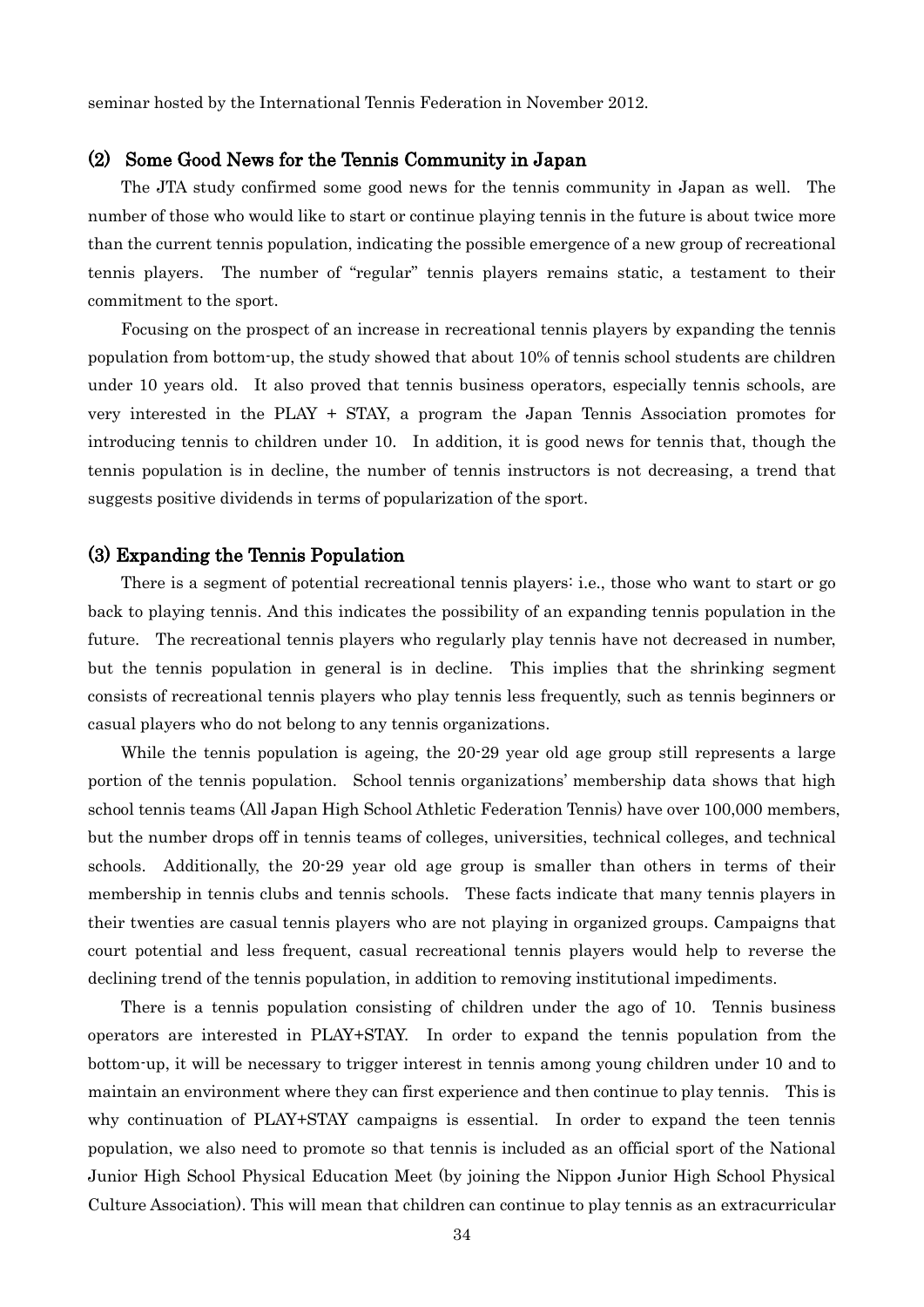seminar hosted by the International Tennis Federation in November 2012.

### (2) Some Good News for the Tennis Community in Japan

The JTA study confirmed some good news for the tennis community in Japan as well. The number of those who would like to start or continue playing tennis in the future is about twice more than the current tennis population, indicating the possible emergence of a new group of recreational tennis players. The number of "regular" tennis players remains static, a testament to their commitment to the sport.

Focusing on the prospect of an increase in recreational tennis players by expanding the tennis population from bottom-up, the study showed that about 10% of tennis school students are children under 10 years old. It also proved that tennis business operators, especially tennis schools, are very interested in the PLAY + STAY, a program the Japan Tennis Association promotes for introducing tennis to children under 10. In addition, it is good news for tennis that, though the tennis population is in decline, the number of tennis instructors is not decreasing, a trend that suggests positive dividends in terms of popularization of the sport.

### (3) Expanding the Tennis Population

There is a segment of potential recreational tennis players: i.e., those who want to start or go back to playing tennis. And this indicates the possibility of an expanding tennis population in the future. The recreational tennis players who regularly play tennis have not decreased in number, but the tennis population in general is in decline. This implies that the shrinking segment consists of recreational tennis players who play tennis less frequently, such as tennis beginners or casual players who do not belong to any tennis organizations.

While the tennis population is ageing, the 20-29 year old age group still represents a large portion of the tennis population. School tennis organizations' membership data shows that high school tennis teams (All Japan High School Athletic Federation Tennis) have over 100,000 members, but the number drops off in tennis teams of colleges, universities, technical colleges, and technical schools. Additionally, the 20-29 year old age group is smaller than others in terms of their membership in tennis clubs and tennis schools. These facts indicate that many tennis players in their twenties are casual tennis players who are not playing in organized groups. Campaigns that court potential and less frequent, casual recreational tennis players would help to reverse the declining trend of the tennis population, in addition to removing institutional impediments.

There is a tennis population consisting of children under the ago of 10. Tennis business operators are interested in PLAY+STAY. In order to expand the tennis population from the bottom-up, it will be necessary to trigger interest in tennis among young children under 10 and to maintain an environment where they can first experience and then continue to play tennis. This is why continuation of PLAY+STAY campaigns is essential. In order to expand the teen tennis population, we also need to promote so that tennis is included as an official sport of the National Junior High School Physical Education Meet (by joining the Nippon Junior High School Physical Culture Association). This will mean that children can continue to play tennis as an extracurricular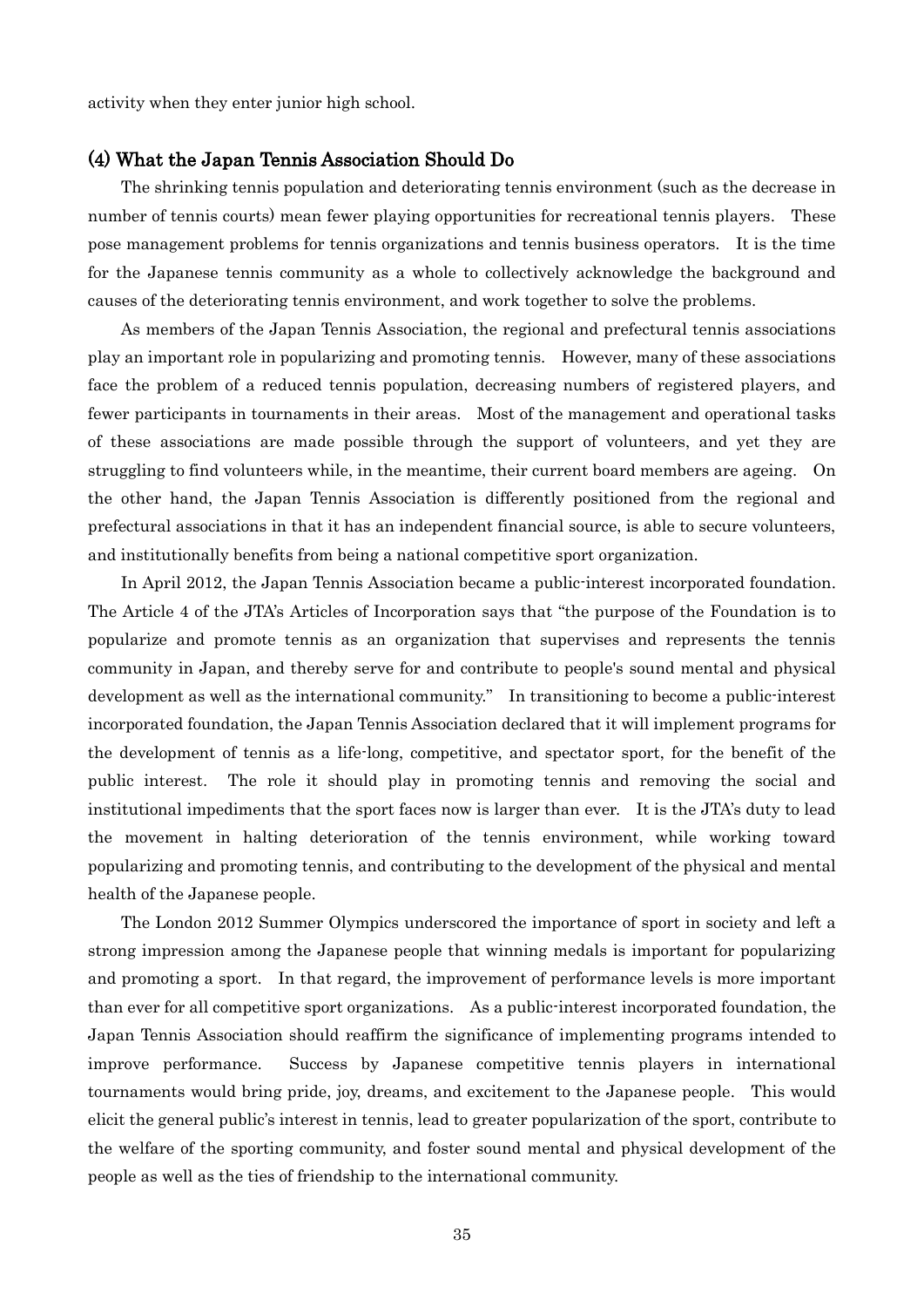activity when they enter junior high school.

### (4) What the Japan Tennis Association Should Do

The shrinking tennis population and deteriorating tennis environment (such as the decrease in number of tennis courts) mean fewer playing opportunities for recreational tennis players. These pose management problems for tennis organizations and tennis business operators. It is the time for the Japanese tennis community as a whole to collectively acknowledge the background and causes of the deteriorating tennis environment, and work together to solve the problems.

As members of the Japan Tennis Association, the regional and prefectural tennis associations play an important role in popularizing and promoting tennis. However, many of these associations face the problem of a reduced tennis population, decreasing numbers of registered players, and fewer participants in tournaments in their areas. Most of the management and operational tasks of these associations are made possible through the support of volunteers, and yet they are struggling to find volunteers while, in the meantime, their current board members are ageing. On the other hand, the Japan Tennis Association is differently positioned from the regional and prefectural associations in that it has an independent financial source, is able to secure volunteers, and institutionally benefits from being a national competitive sport organization.

In April 2012, the Japan Tennis Association became a public-interest incorporated foundation. The Article 4 of the JTA's Articles of Incorporation says that "the purpose of the Foundation is to popularize and promote tennis as an organization that supervises and represents the tennis community in Japan, and thereby serve for and contribute to people's sound mental and physical development as well as the international community." In transitioning to become a public-interest incorporated foundation, the Japan Tennis Association declared that it will implement programs for the development of tennis as a life-long, competitive, and spectator sport, for the benefit of the public interest. The role it should play in promoting tennis and removing the social and institutional impediments that the sport faces now is larger than ever. It is the JTA's duty to lead the movement in halting deterioration of the tennis environment, while working toward popularizing and promoting tennis, and contributing to the development of the physical and mental health of the Japanese people.

The London 2012 Summer Olympics underscored the importance of sport in society and left a strong impression among the Japanese people that winning medals is important for popularizing and promoting a sport. In that regard, the improvement of performance levels is more important than ever for all competitive sport organizations. As a public-interest incorporated foundation, the Japan Tennis Association should reaffirm the significance of implementing programs intended to improve performance. Success by Japanese competitive tennis players in international tournaments would bring pride, joy, dreams, and excitement to the Japanese people. This would elicit the general public's interest in tennis, lead to greater popularization of the sport, contribute to the welfare of the sporting community, and foster sound mental and physical development of the people as well as the ties of friendship to the international community.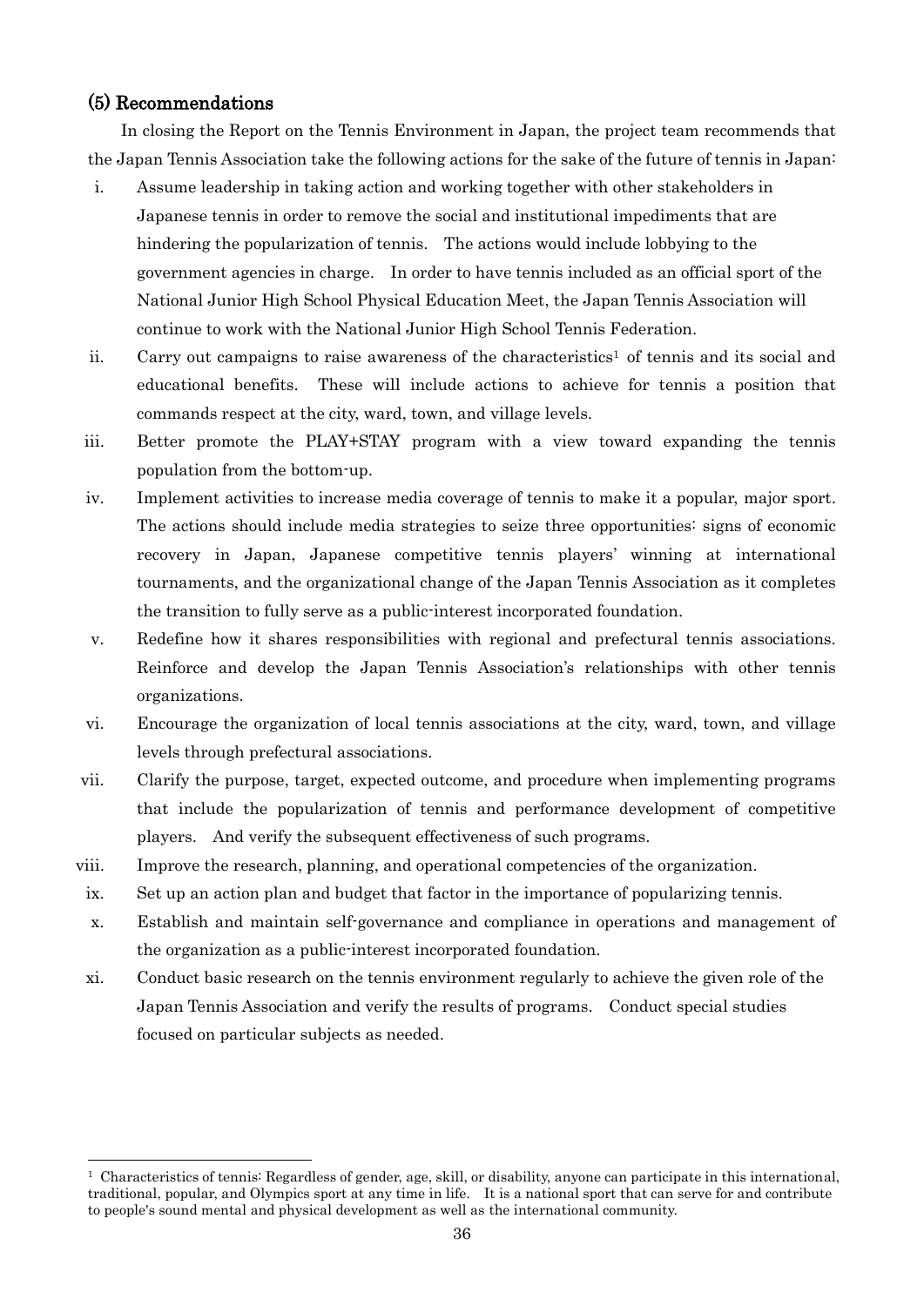## (5) Recommendations

In closing the Report on the Tennis Environment in Japan, the project team recommends that the Japan Tennis Association take the following actions for the sake of the future of tennis in Japan:

i. Assume leadership in taking action and working together with other stakeholders in Japanese tennis in order to remove the social and institutional impediments that are hindering the popularization of tennis. The actions would include lobbying to the government agencies in charge. In order to have tennis included as an official sport of the National Junior High School Physical Education Meet, the Japan Tennis Association will continue to work with the National Junior High School Tennis Federation.

ii. Carry out campaigns to raise awareness of the characteristics[1] of tennis and its social and educational benefits. These will include actions to achieve for tennis a position that commands respect at the city, ward, town, and village levels.

iii. Better promote the PLAY+STAY program with a view toward expanding the tennis population from the bottom-up.

iv. Implement activities to increase media coverage of tennis to make it a popular, major sport. The actions should include media strategies to seize three opportunities: signs of economic recovery in Japan, Japanese competitive tennis players' winning at international tournaments, and the organizational change of the Japan Tennis Association as it completes the transition to fully serve as a public-interest incorporated foundation.

v. Redefine how it shares responsibilities with regional and prefectural tennis associations. Reinforce and develop the Japan Tennis Association's relationships with other tennis organizations.

vi. Encourage the organization of local tennis associations at the city, ward, town, and village levels through prefectural associations.

vii. Clarify the purpose, target, expected outcome, and procedure when implementing programs that include the popularization of tennis and performance development of competitive players. And verify the subsequent effectiveness of such programs.

viii. Improve the research, planning, and operational competencies of the organization.

ix. Set up an action plan and budget that factor in the importance of popularizing tennis.

x. Establish and maintain self-governance and compliance in operations and management of the organization as a public-interest incorporated foundation.

xi. Conduct basic research on the tennis environment regularly to achieve the given role of the Japan Tennis Association and verify the results of programs. Conduct special studies focused on particular subjects as needed.

---

[1] Characteristics of tennis: Regardless of gender, age, skill, or disability, anyone can participate in this international, traditional, popular, and Olympics sport at any time in life. It is a national sport that can serve for and contribute to people's sound mental and physical development as well as the international community.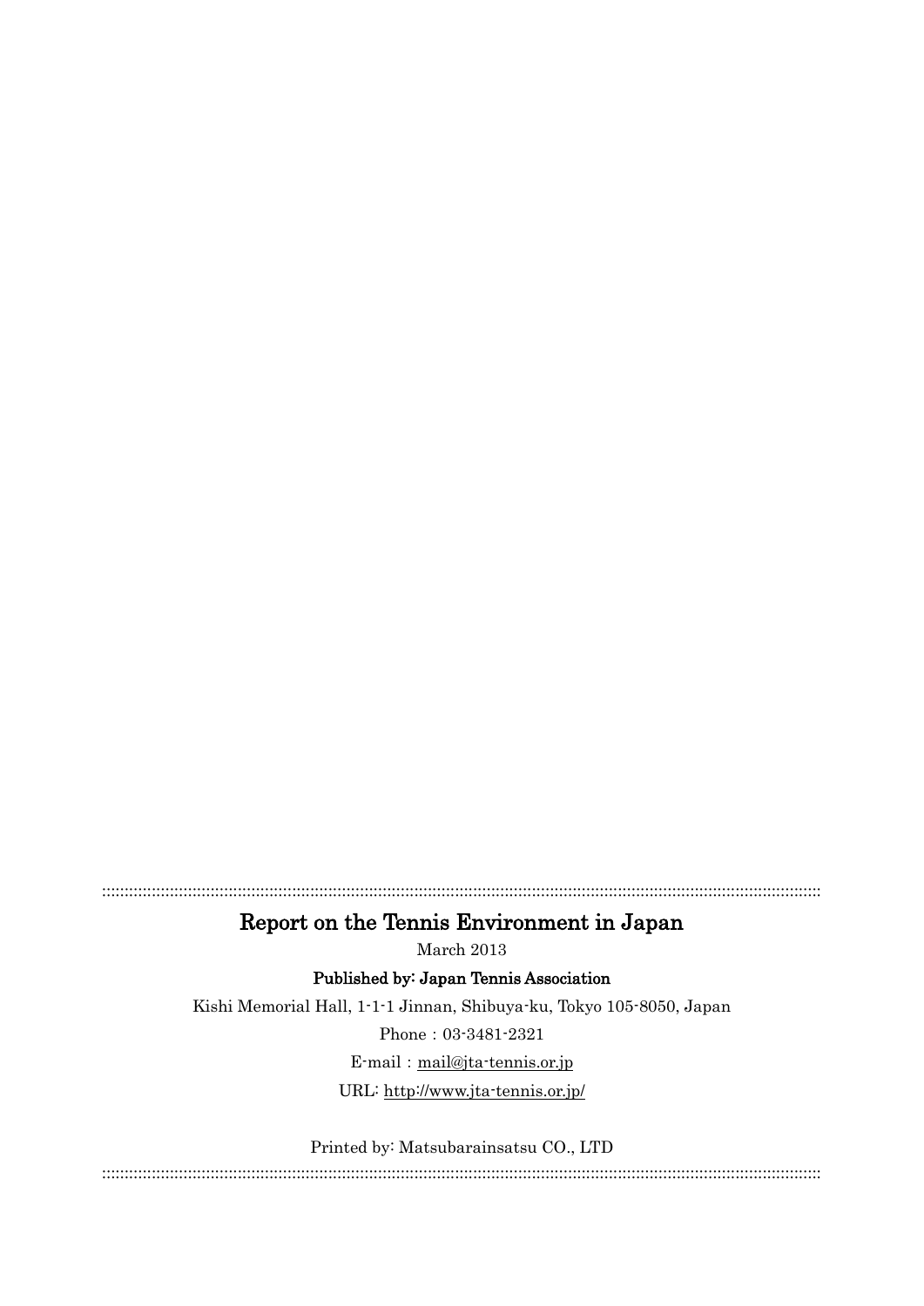# Report on the Tennis Environment in Japan

March 2013

**Published by: Japan Tennis Association**

Kishi Memorial Hall, 1-1-1 Jinnan, Shibuya-ku, Tokyo 105-8050, Japan

Phone : 03-3481-2321

E-mail : mail@jta-tennis.or.jp

URL: http://www.jta-tennis.or.jp/

Printed by: Matsubarainsatsu CO., LTD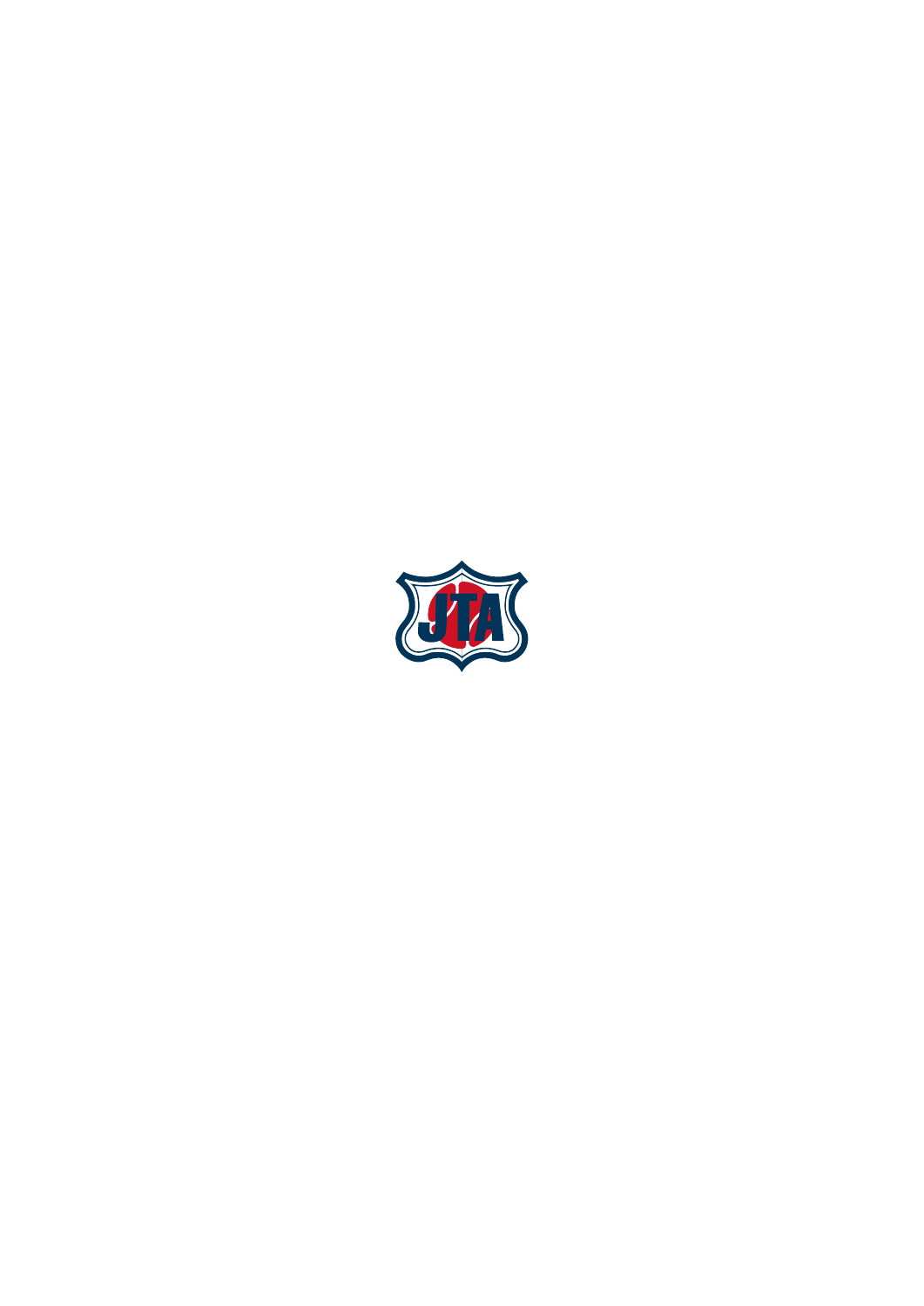JTA